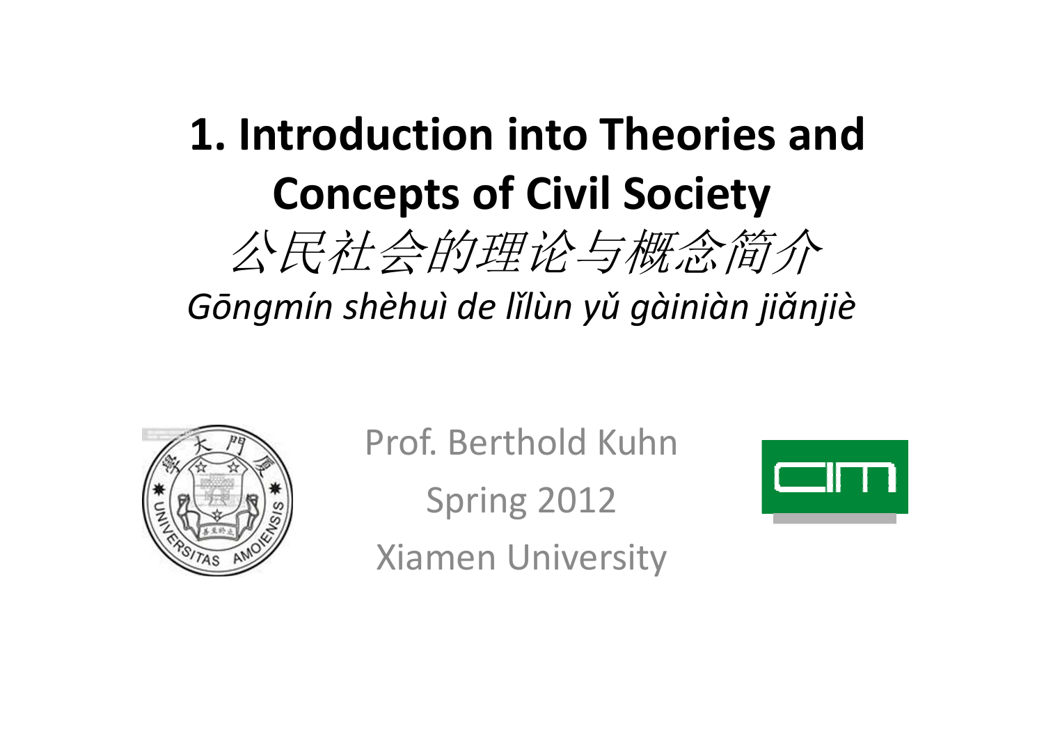# 1. Introduction into Theories and Concepts of Civil Society

*公民社会的理论与概念简介*

*Gōngmín shèhuì de lǐlùn yǔ gàiniàn jiǎnjiè*

Prof. Berthold Kuhn

Spring 2012

Xiamen University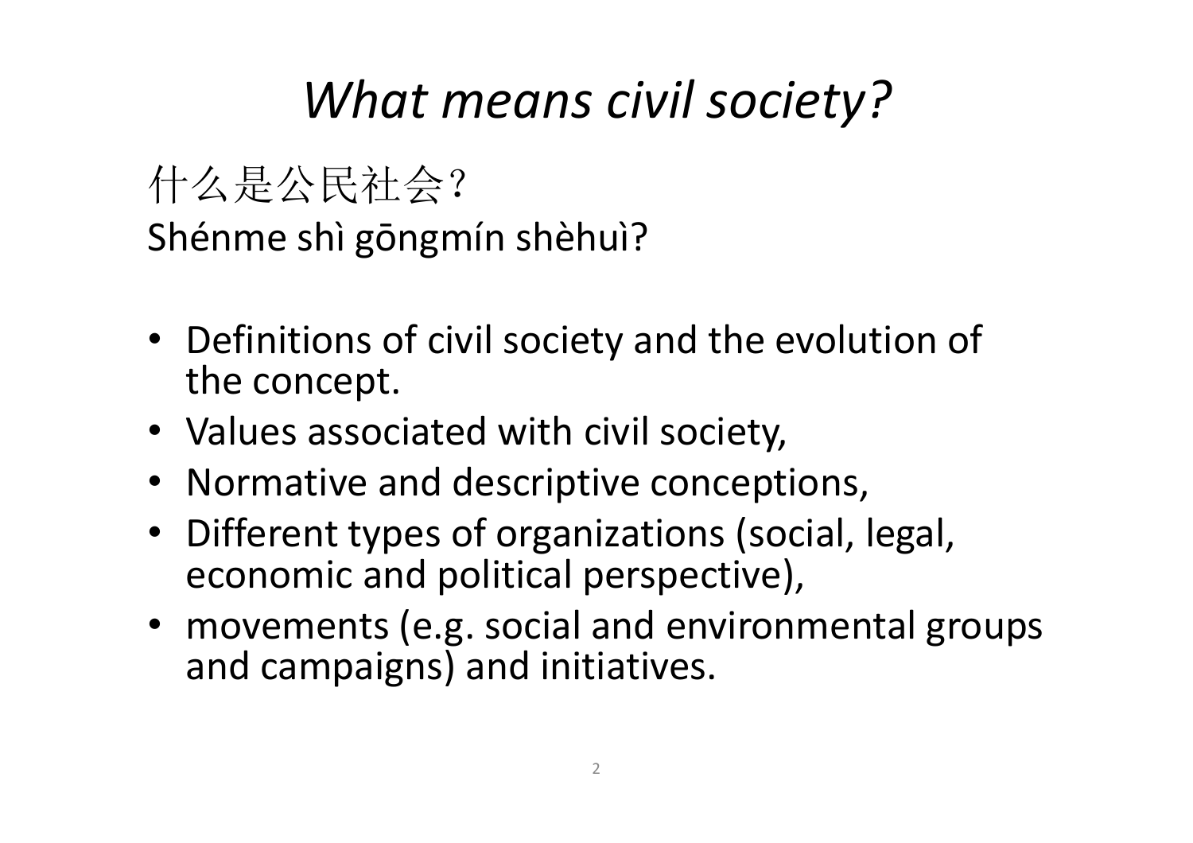# *What means civil society?*

什么是公民社会？
Shénme shì gōngmín shèhuì?

- Definitions of civil society and the evolution of the concept.
- Values associated with civil society,
- Normative and descriptive conceptions,
- Different types of organizations (social, legal, economic and political perspective),
- movements (e.g. social and environmental groups and campaigns) and initiatives.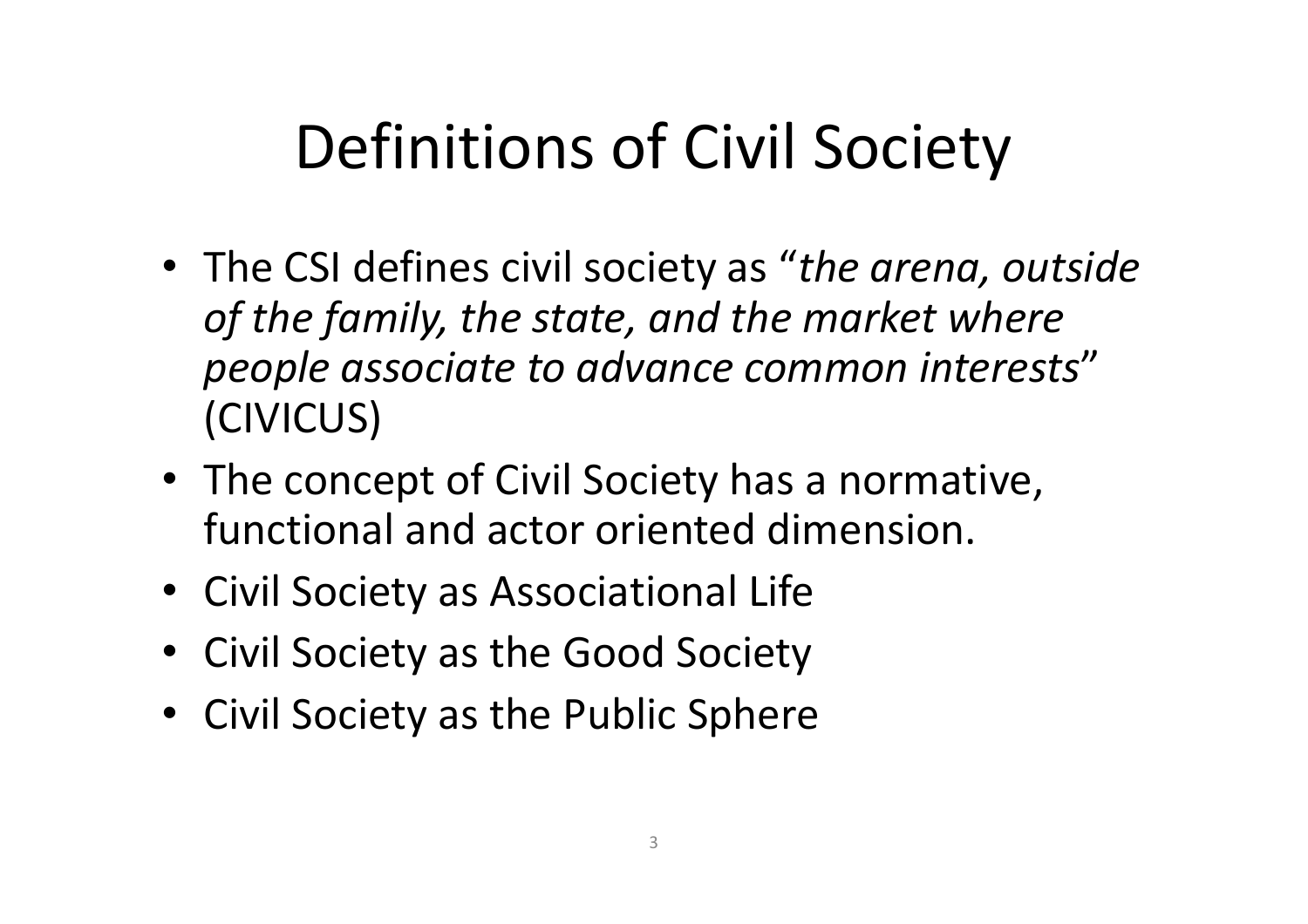# Definitions of Civil Society

- The CSI defines civil society as "*the arena, outside of the family, the state, and the market where people associate to advance common interests*" (CIVICUS)
- The concept of Civil Society has a normative, functional and actor oriented dimension.
- Civil Society as Associational Life
- Civil Society as the Good Society
- Civil Society as the Public Sphere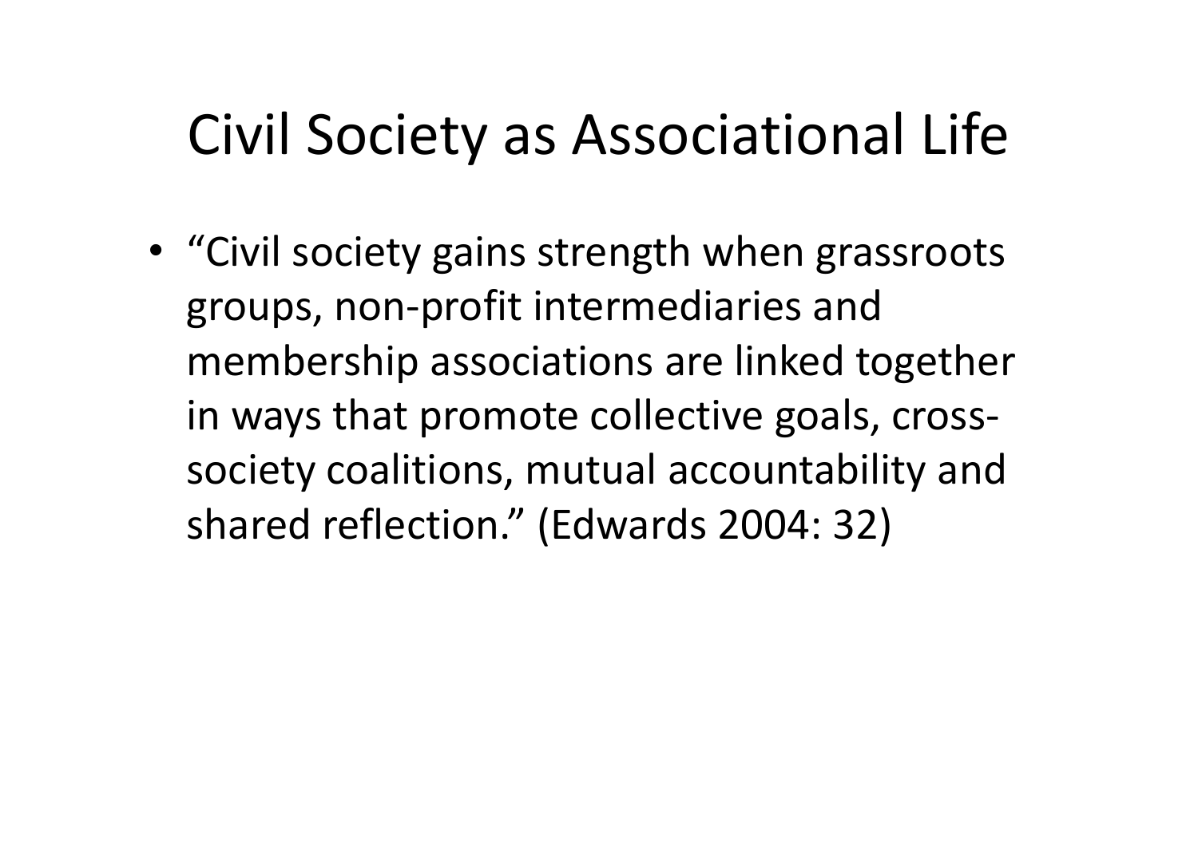# Civil Society as Associational Life

- "Civil society gains strength when grassroots groups, non-profit intermediaries and membership associations are linked together in ways that promote collective goals, cross-society coalitions, mutual accountability and shared reflection." (Edwards 2004: 32)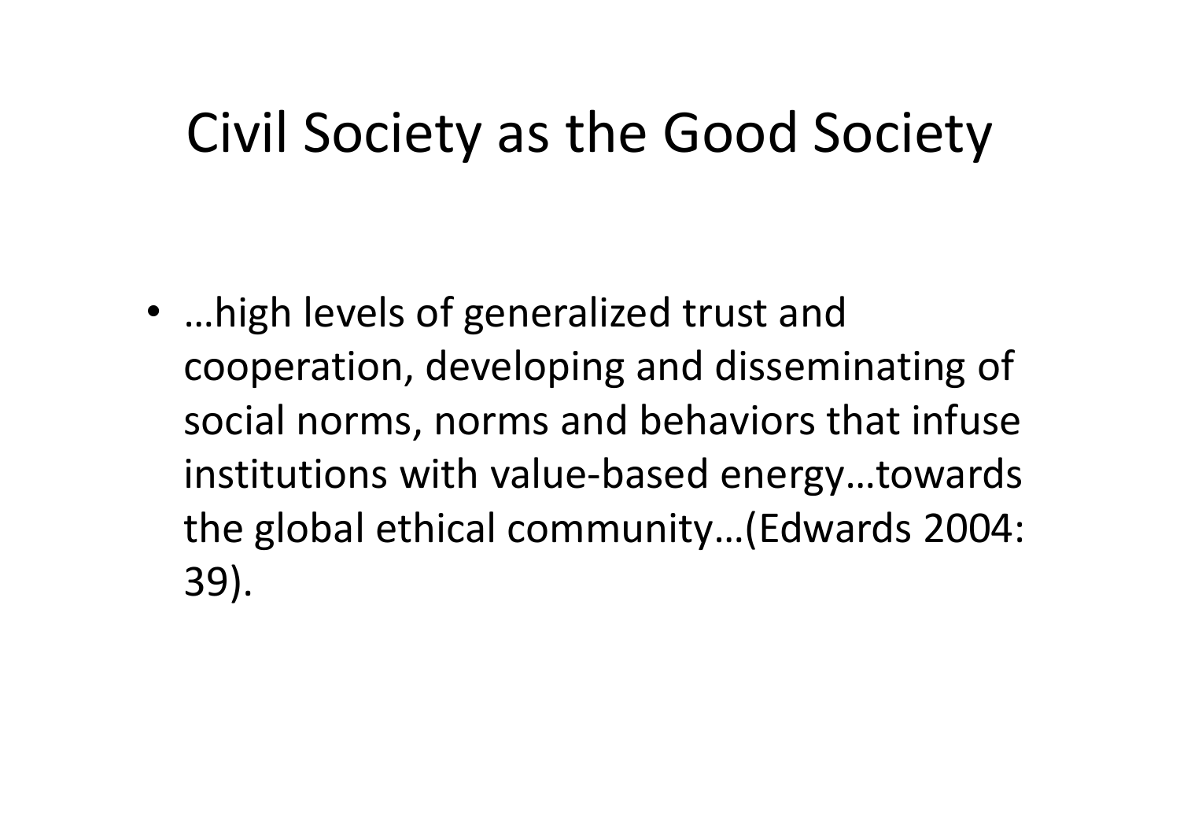# Civil Society as the Good Society

- …high levels of generalized trust and cooperation, developing and disseminating of social norms, norms and behaviors that infuse institutions with value-based energy…towards the global ethical community…(Edwards 2004: 39).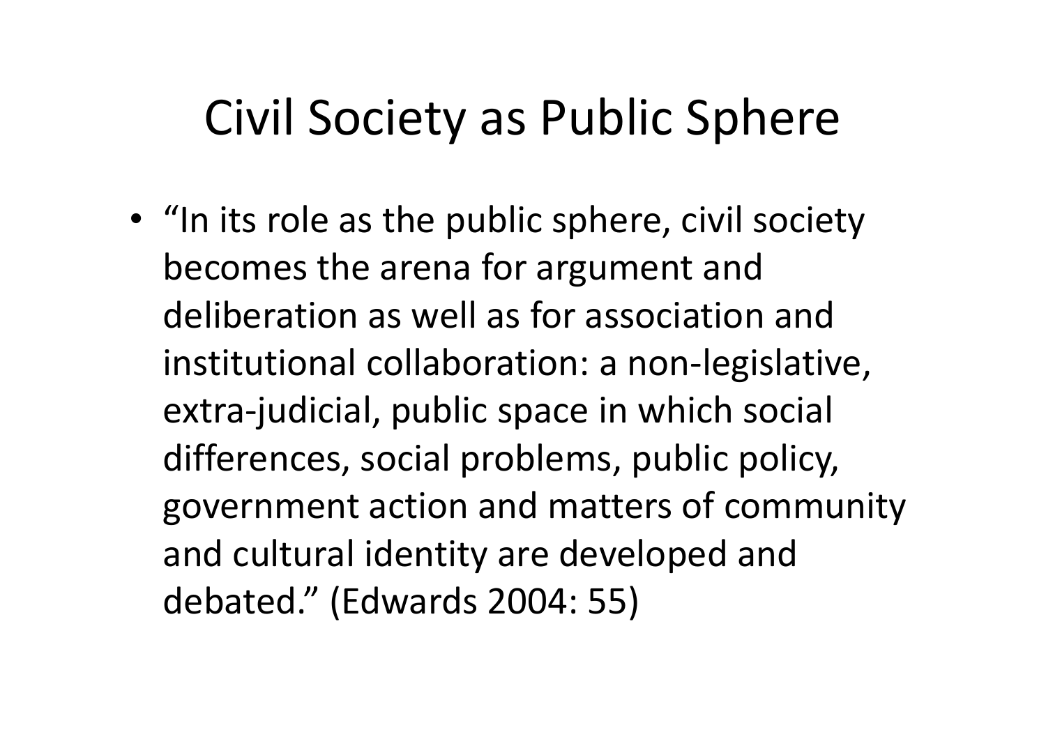# Civil Society as Public Sphere

- "In its role as the public sphere, civil society becomes the arena for argument and deliberation as well as for association and institutional collaboration: a non-legislative, extra-judicial, public space in which social differences, social problems, public policy, government action and matters of community and cultural identity are developed and debated." (Edwards 2004: 55)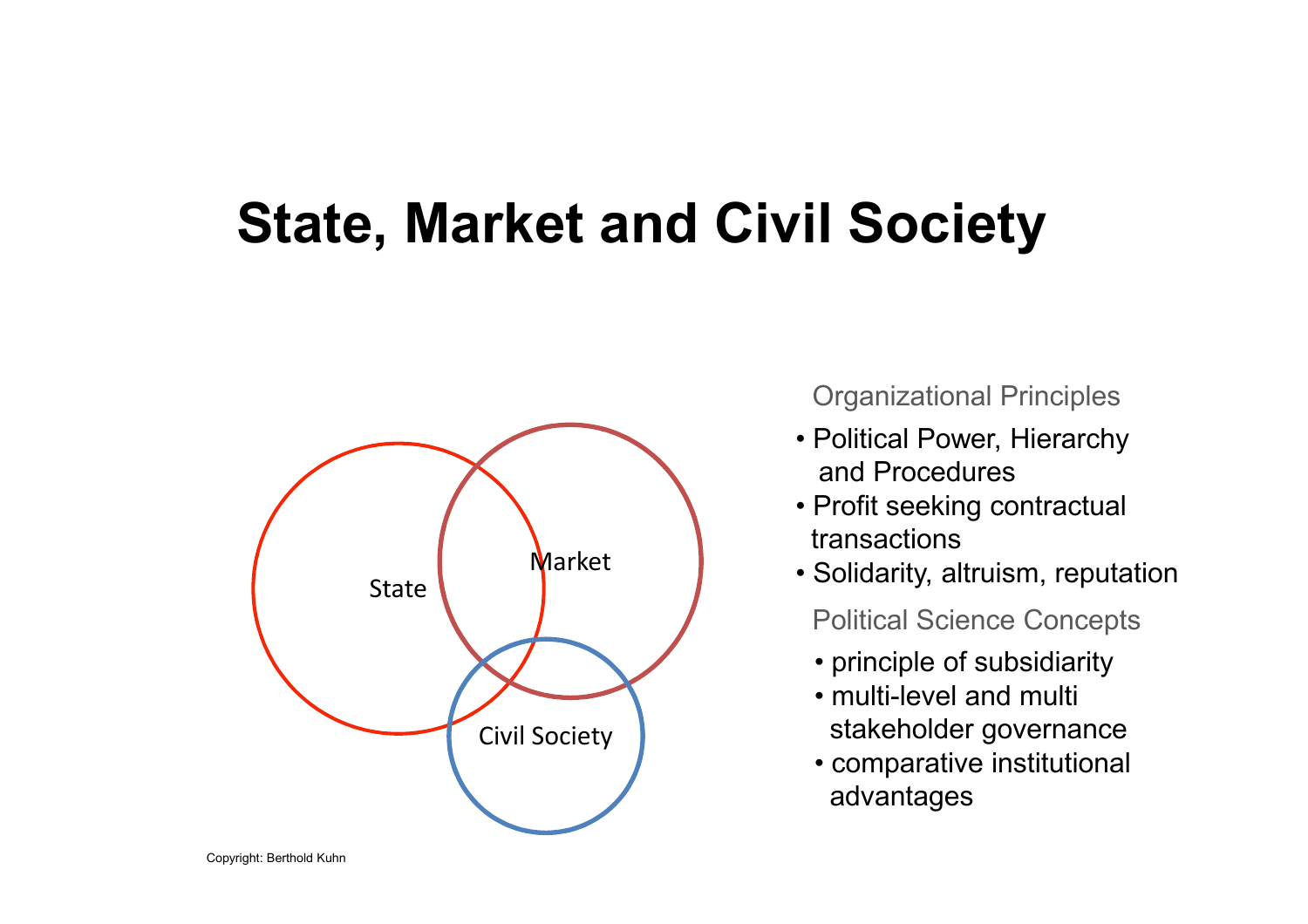# State, Market and Civil Society

State

Market

Civil Society

Organizational Principles

- Political Power, Hierarchy and Procedures
- Profit seeking contractual transactions
- Solidarity, altruism, reputation

Political Science Concepts

- principle of subsidiarity
- multi-level and multi stakeholder governance
- comparative institutional advantages

Copyright: Berthold Kuhn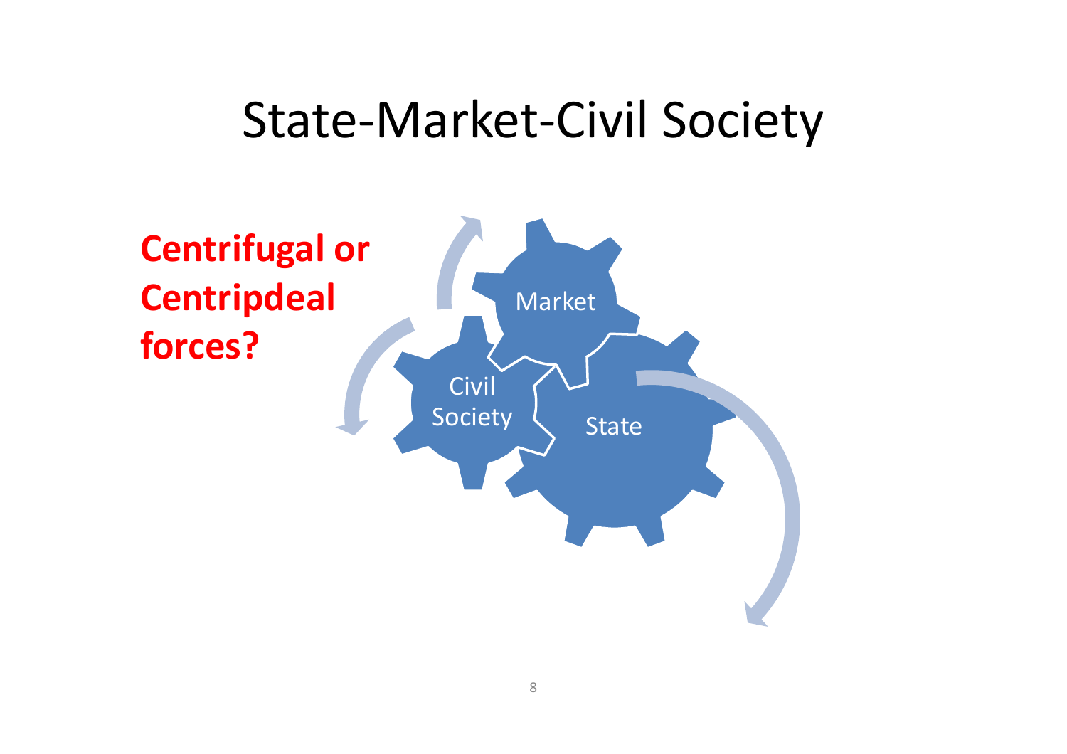# State-Market-Civil Society

**Centrifugal or Centripdeal forces?**

Market

Civil Society

State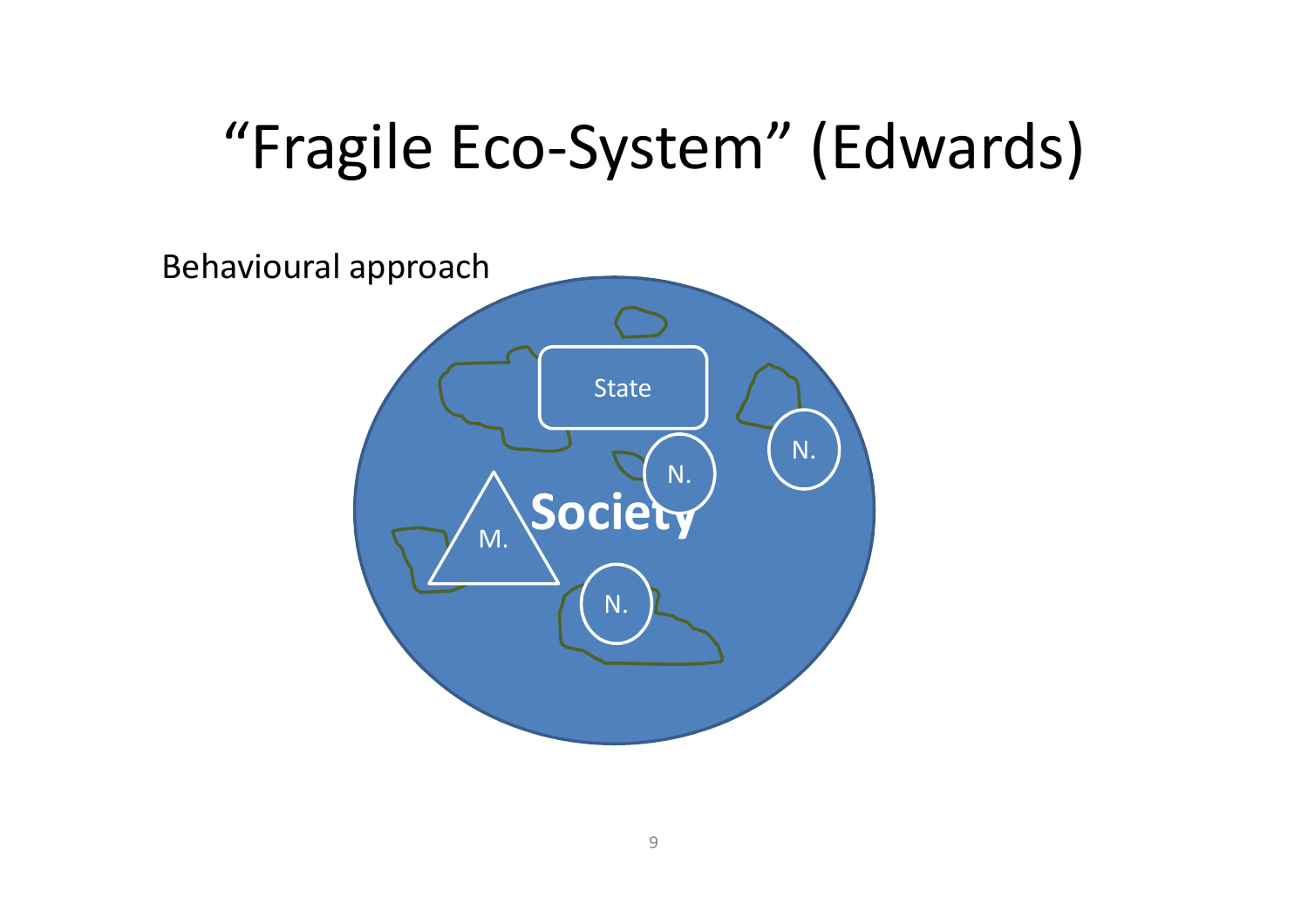# "Fragile Eco-System" (Edwards)

Behavioural approach

State

N.

N.

Society

M.

N.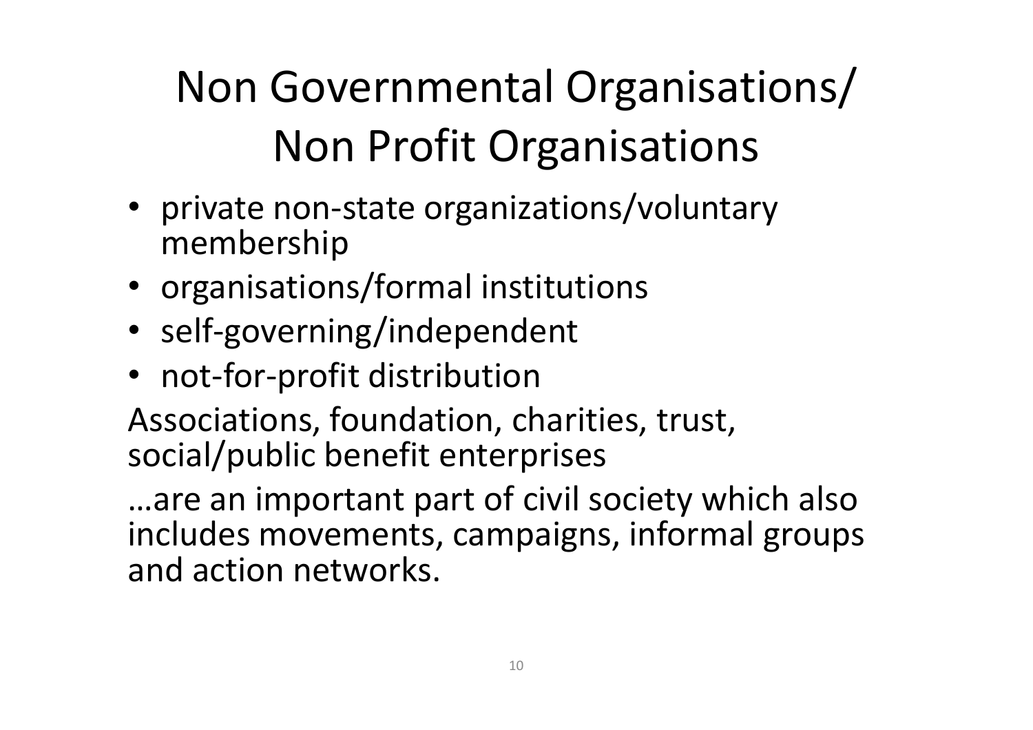# Non Governmental Organisations/ Non Profit Organisations

- private non-state organizations/voluntary membership
- organisations/formal institutions
- self-governing/independent
- not-for-profit distribution

Associations, foundation, charities, trust, social/public benefit enterprises

…are an important part of civil society which also includes movements, campaigns, informal groups and action networks.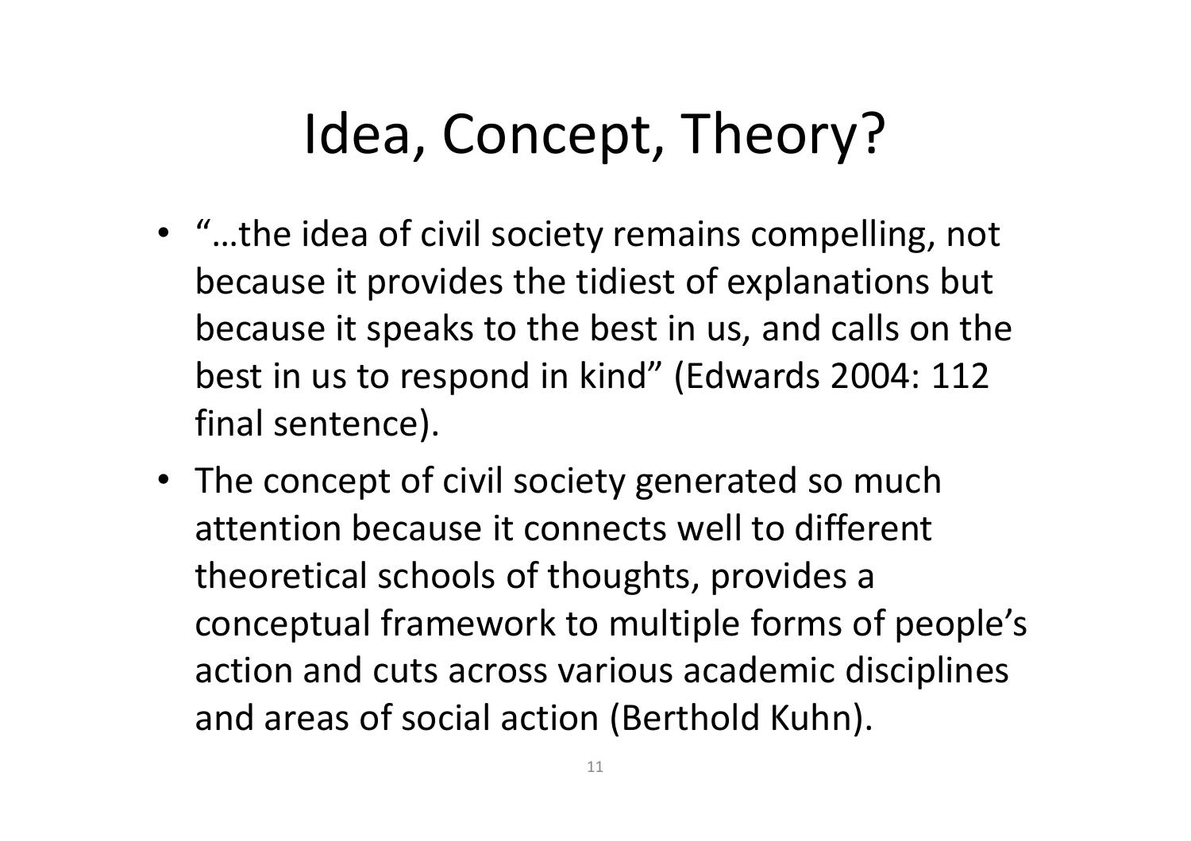# Idea, Concept, Theory?

- "…the idea of civil society remains compelling, not because it provides the tidiest of explanations but because it speaks to the best in us, and calls on the best in us to respond in kind" (Edwards 2004: 112 final sentence).
- The concept of civil society generated so much attention because it connects well to different theoretical schools of thoughts, provides a conceptual framework to multiple forms of people's action and cuts across various academic disciplines and areas of social action (Berthold Kuhn).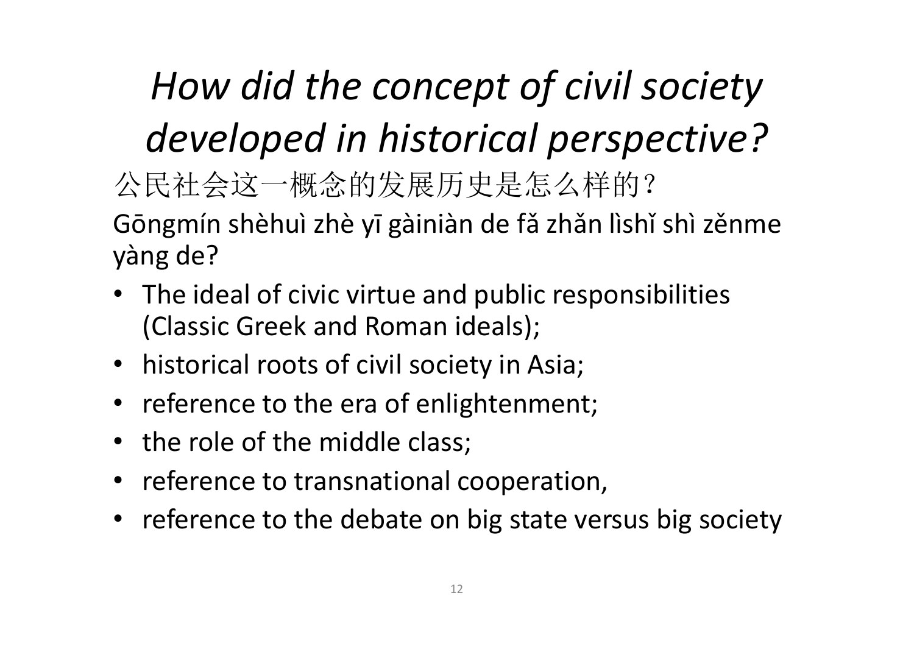# *How did the concept of civil society developed in historical perspective?*

公民社会这一概念的发展历史是怎么样的?

Gōngmín shèhuì zhè yī gàiniàn de fǎ zhǎn lìshǐ shì zěnme yàng de?

- The ideal of civic virtue and public responsibilities (Classic Greek and Roman ideals);
- historical roots of civil society in Asia;
- reference to the era of enlightenment;
- the role of the middle class;
- reference to transnational cooperation,
- reference to the debate on big state versus big society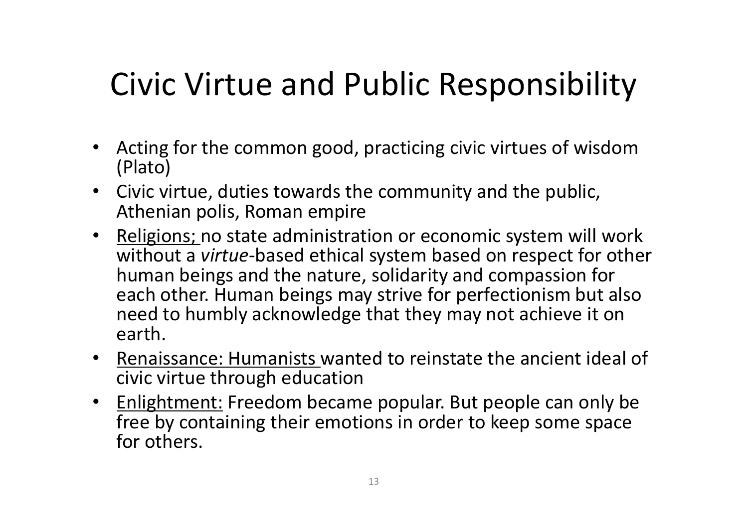# Civic Virtue and Public Responsibility

- Acting for the common good, practicing civic virtues of wisdom (Plato)
- Civic virtue, duties towards the community and the public, Athenian polis, Roman empire
- <u>Religions;</u> no state administration or economic system will work without a *virtue*-based ethical system based on respect for other human beings and the nature, solidarity and compassion for each other. Human beings may strive for perfectionism but also need to humbly acknowledge that they may not achieve it on earth.
- <u>Renaissance: Humanists</u> wanted to reinstate the ancient ideal of civic virtue through education
- <u>Enlightment:</u> Freedom became popular. But people can only be free by containing their emotions in order to keep some space for others.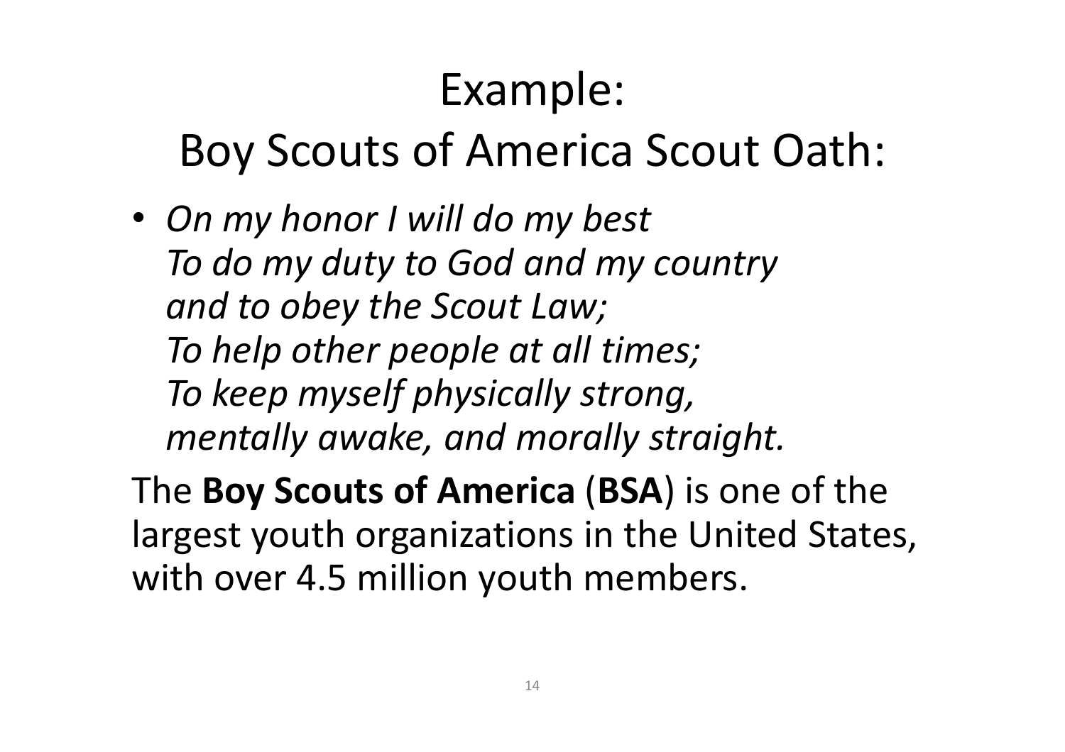# Example:

# Boy Scouts of America Scout Oath:

- *On my honor I will do my best*
  *To do my duty to God and my country*
  *and to obey the Scout Law;*
  *To help other people at all times;*
  *To keep myself physically strong,*
  *mentally awake, and morally straight.*

The **Boy Scouts of America** (**BSA**) is one of the largest youth organizations in the United States, with over 4.5 million youth members.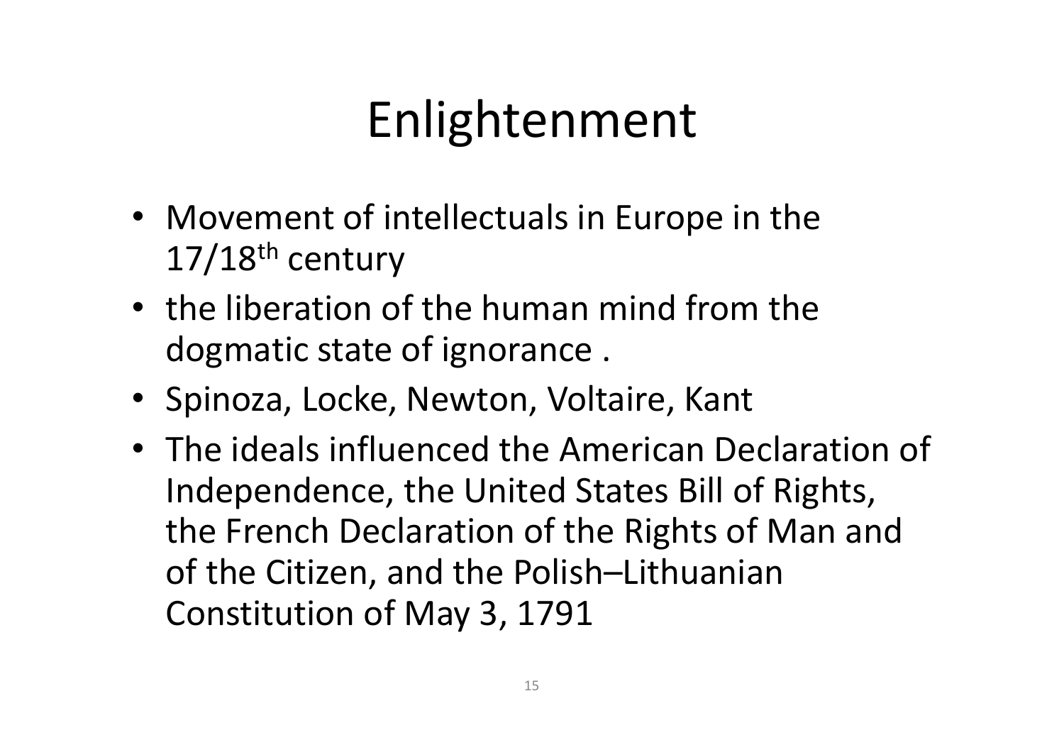# Enlightenment

- Movement of intellectuals in Europe in the 17/18th century
- the liberation of the human mind from the dogmatic state of ignorance .
- Spinoza, Locke, Newton, Voltaire, Kant
- The ideals influenced the American Declaration of Independence, the United States Bill of Rights, the French Declaration of the Rights of Man and of the Citizen, and the Polish–Lithuanian Constitution of May 3, 1791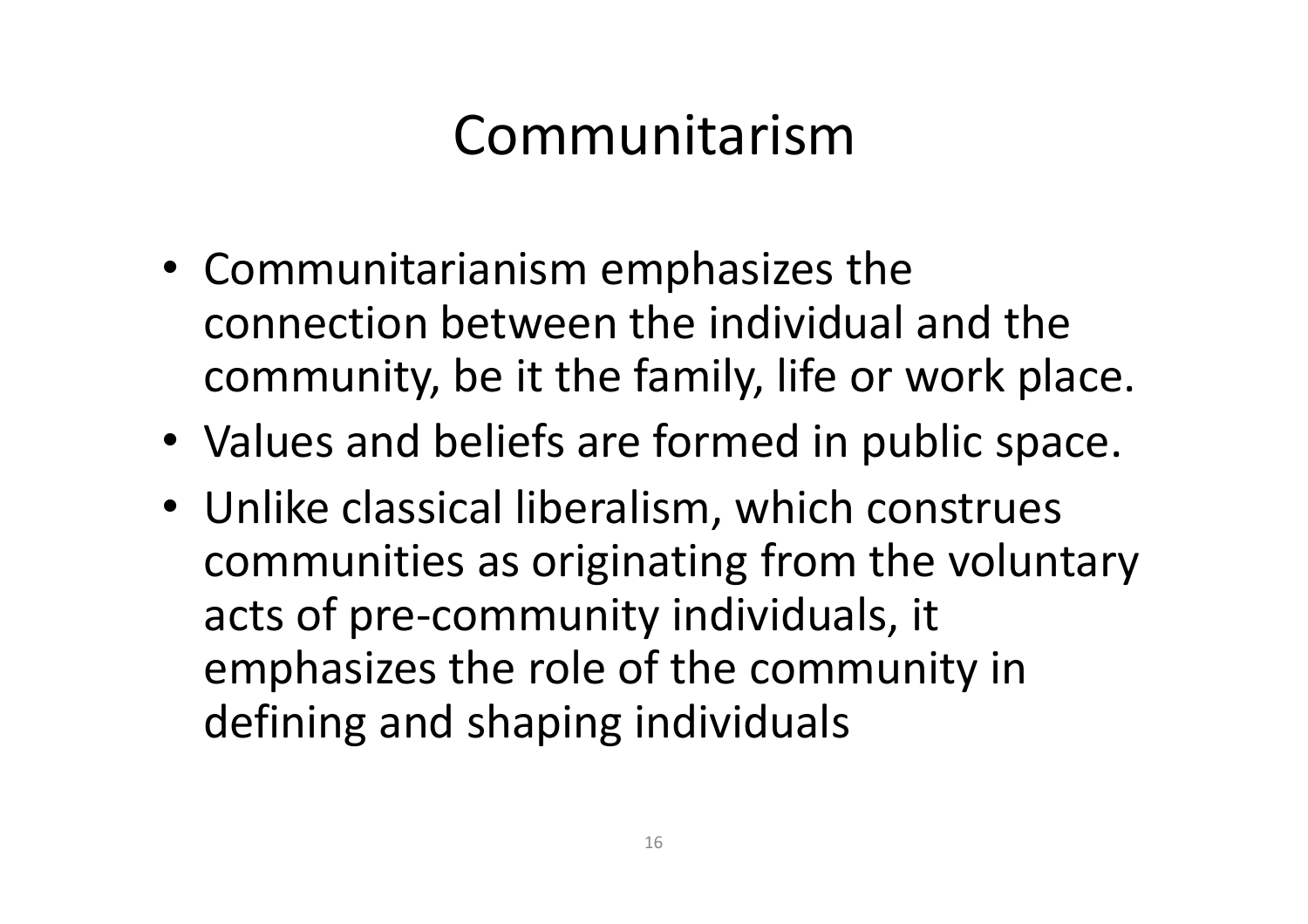# Communitarism

- Communitarianism emphasizes the connection between the individual and the community, be it the family, life or work place.
- Values and beliefs are formed in public space.
- Unlike classical liberalism, which construes communities as originating from the voluntary acts of pre-community individuals, it emphasizes the role of the community in defining and shaping individuals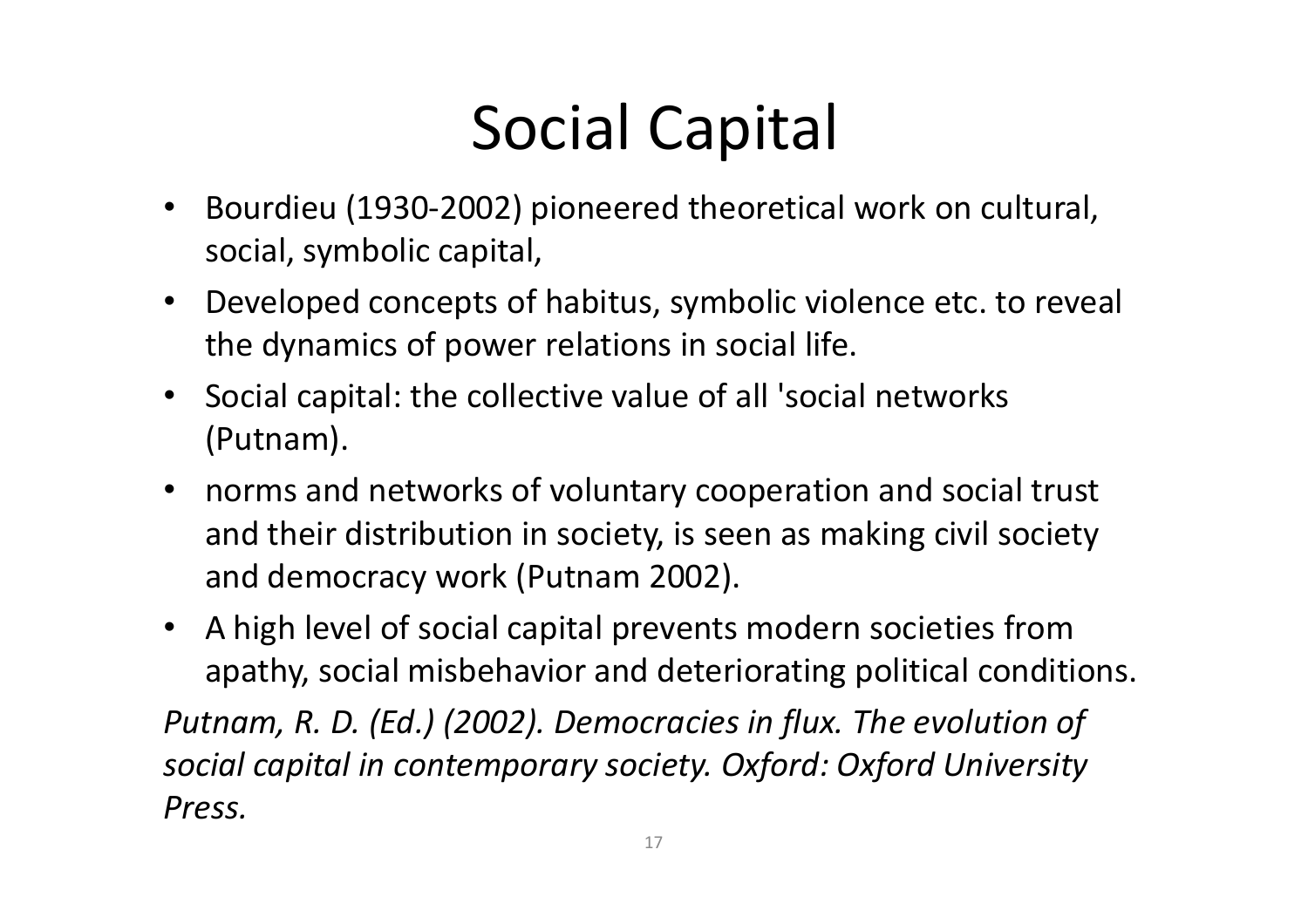# Social Capital

- Bourdieu (1930-2002) pioneered theoretical work on cultural, social, symbolic capital,
- Developed concepts of habitus, symbolic violence etc. to reveal the dynamics of power relations in social life.
- Social capital: the collective value of all 'social networks (Putnam).
- norms and networks of voluntary cooperation and social trust and their distribution in society, is seen as making civil society and democracy work (Putnam 2002).
- A high level of social capital prevents modern societies from apathy, social misbehavior and deteriorating political conditions.

*Putnam, R. D. (Ed.) (2002). Democracies in flux. The evolution of social capital in contemporary society. Oxford: Oxford University Press.*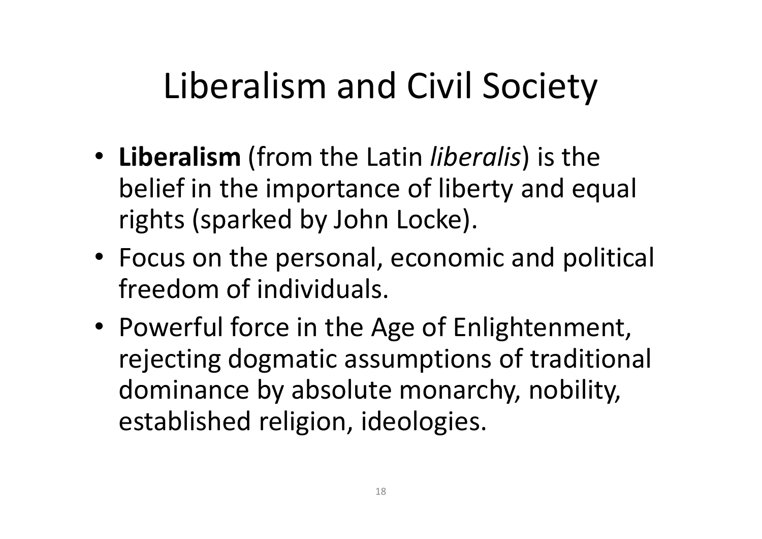# Liberalism and Civil Society

- **Liberalism** (from the Latin *liberalis*) is the belief in the importance of liberty and equal rights (sparked by John Locke).
- Focus on the personal, economic and political freedom of individuals.
- Powerful force in the Age of Enlightenment, rejecting dogmatic assumptions of traditional dominance by absolute monarchy, nobility, established religion, ideologies.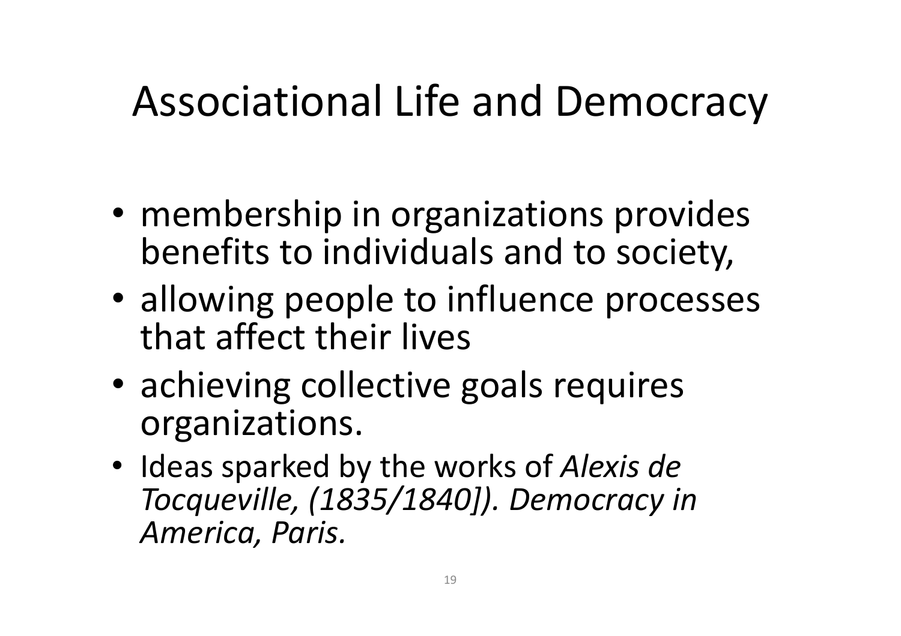# Associational Life and Democracy

- membership in organizations provides benefits to individuals and to society,
- allowing people to influence processes that affect their lives
- achieving collective goals requires organizations.
- Ideas sparked by the works of *Alexis de Tocqueville, (1835/1840]). Democracy in America, Paris.*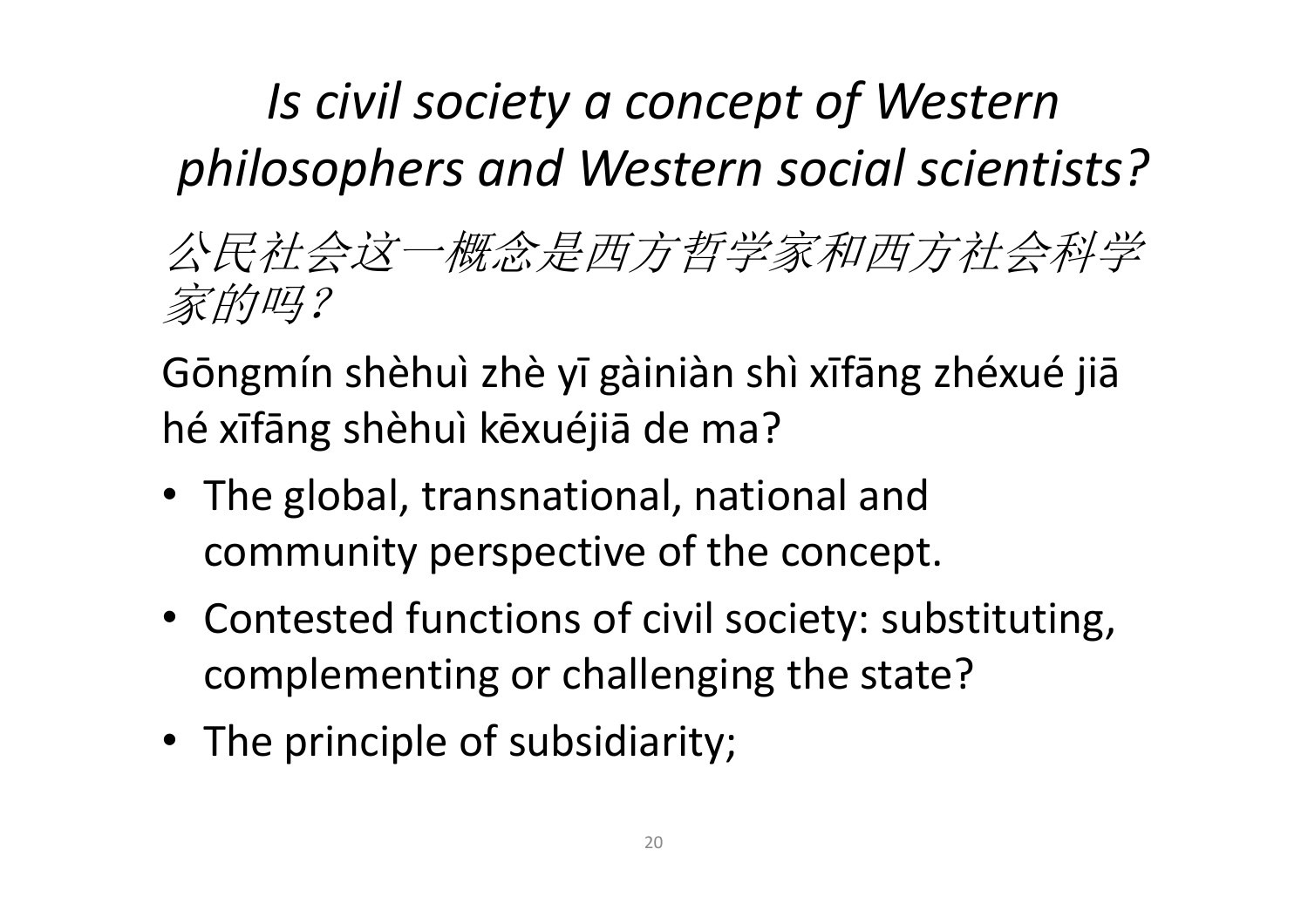# *Is civil society a concept of Western philosophers and Western social scientists?*

*公民社会这一概念是西方哲学家和西方社会科学家的吗？*

Gōngmín shèhuì zhè yī gàiniàn shì xīfāng zhéxué jiā hé xīfāng shèhuì kēxuéjiā de ma?

- The global, transnational, national and community perspective of the concept.
- Contested functions of civil society: substituting, complementing or challenging the state?
- The principle of subsidiarity;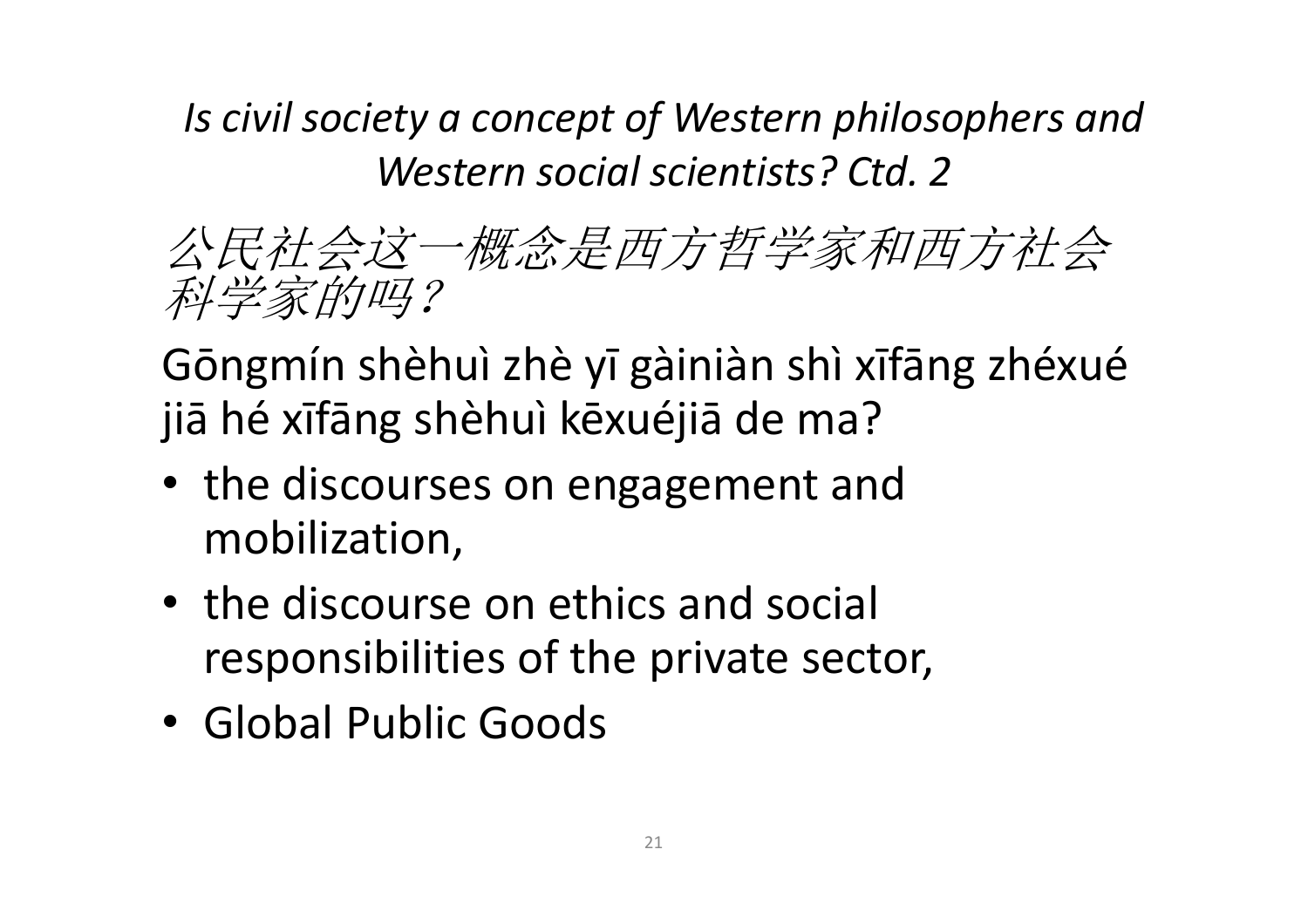## *Is civil society a concept of Western philosophers and Western social scientists? Ctd. 2*

*公民社会这一概念是西方哲学家和西方社会科学家的吗？*

Gōngmín shèhuì zhè yī gàiniàn shì xīfāng zhéxué jiā hé xīfāng shèhuì kēxuéjiā de ma?

- the discourses on engagement and mobilization,
- the discourse on ethics and social responsibilities of the private sector,
- Global Public Goods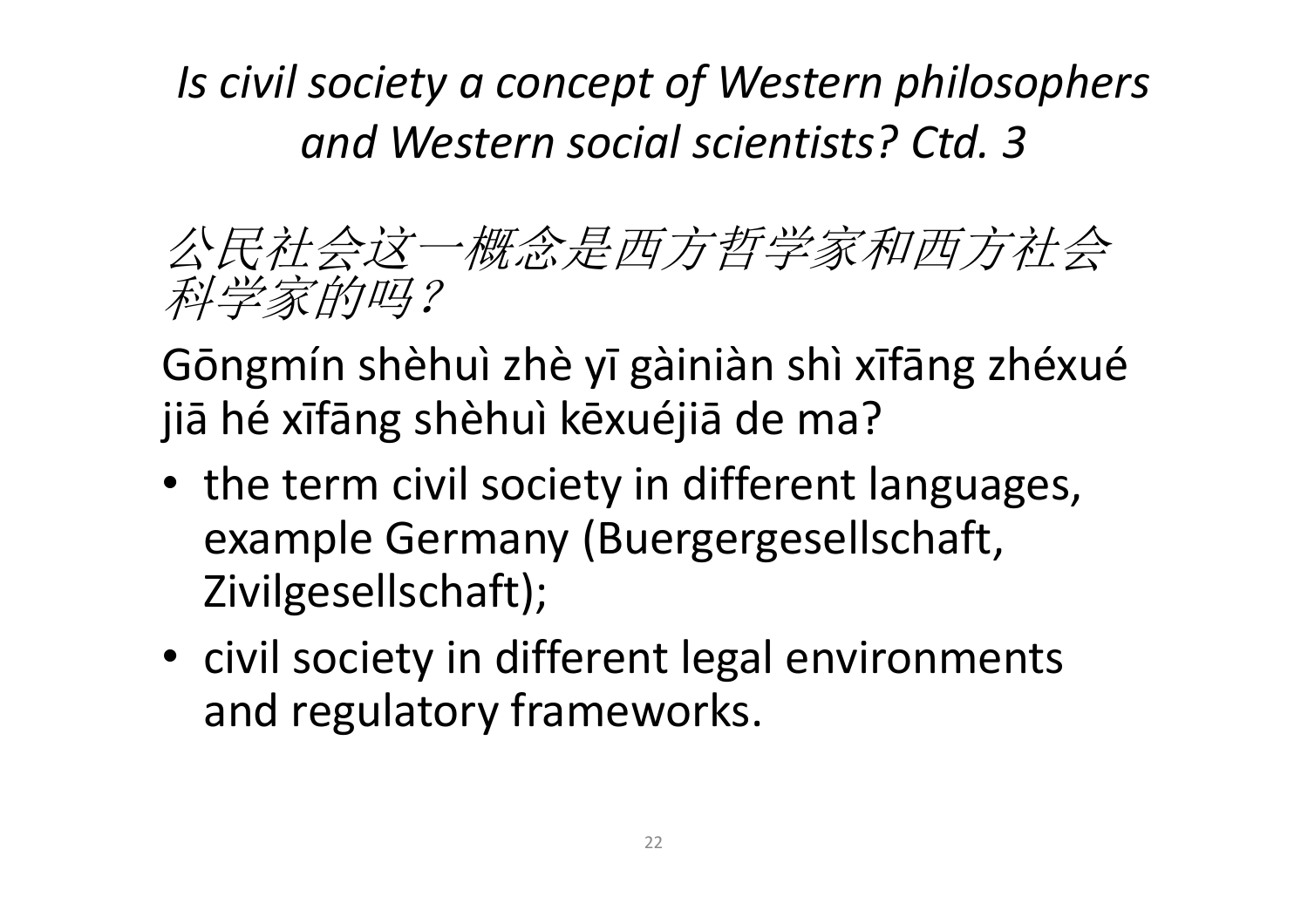# *Is civil society a concept of Western philosophers and Western social scientists? Ctd. 3*

*公民社会这一概念是西方哲学家和西方社会科学家的吗？*

Gōngmín shèhuì zhè yī gàiniàn shì xīfāng zhéxué jiā hé xīfāng shèhuì kēxuéjiā de ma?

- the term civil society in different languages, example Germany (Buergergesellschaft, Zivilgesellschaft);
- civil society in different legal environments and regulatory frameworks.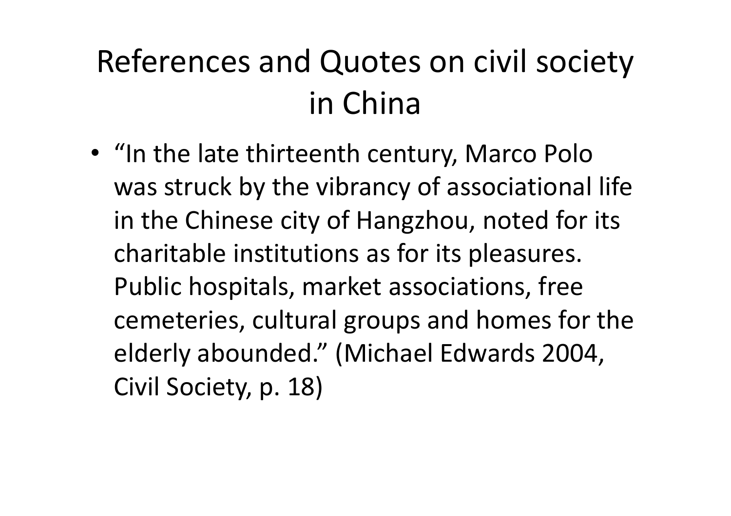# References and Quotes on civil society in China

- "In the late thirteenth century, Marco Polo was struck by the vibrancy of associational life in the Chinese city of Hangzhou, noted for its charitable institutions as for its pleasures. Public hospitals, market associations, free cemeteries, cultural groups and homes for the elderly abounded." (Michael Edwards 2004, Civil Society, p. 18)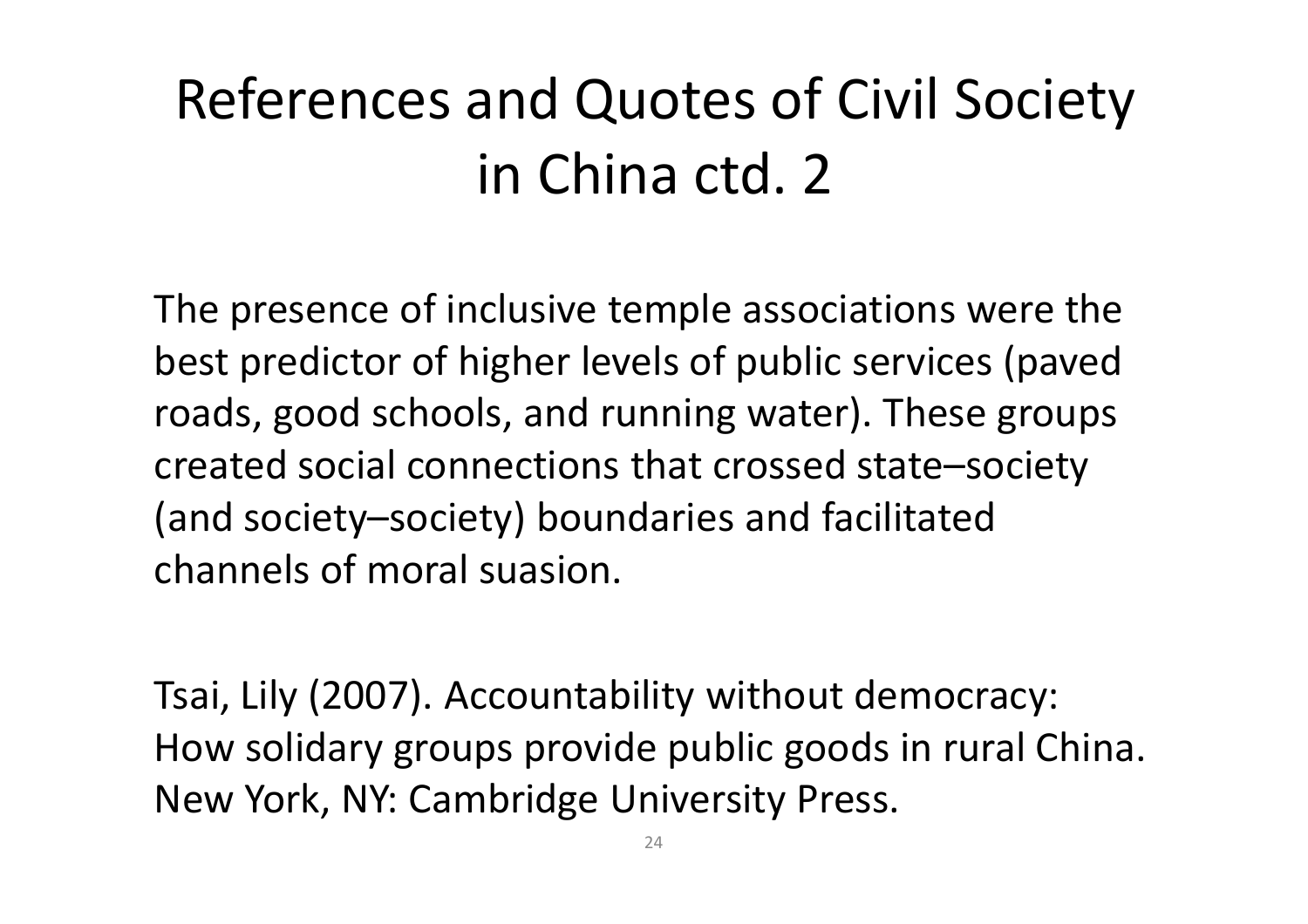# References and Quotes of Civil Society in China ctd. 2

The presence of inclusive temple associations were the best predictor of higher levels of public services (paved roads, good schools, and running water). These groups created social connections that crossed state–society (and society–society) boundaries and facilitated channels of moral suasion.

Tsai, Lily (2007). Accountability without democracy: How solidary groups provide public goods in rural China. New York, NY: Cambridge University Press.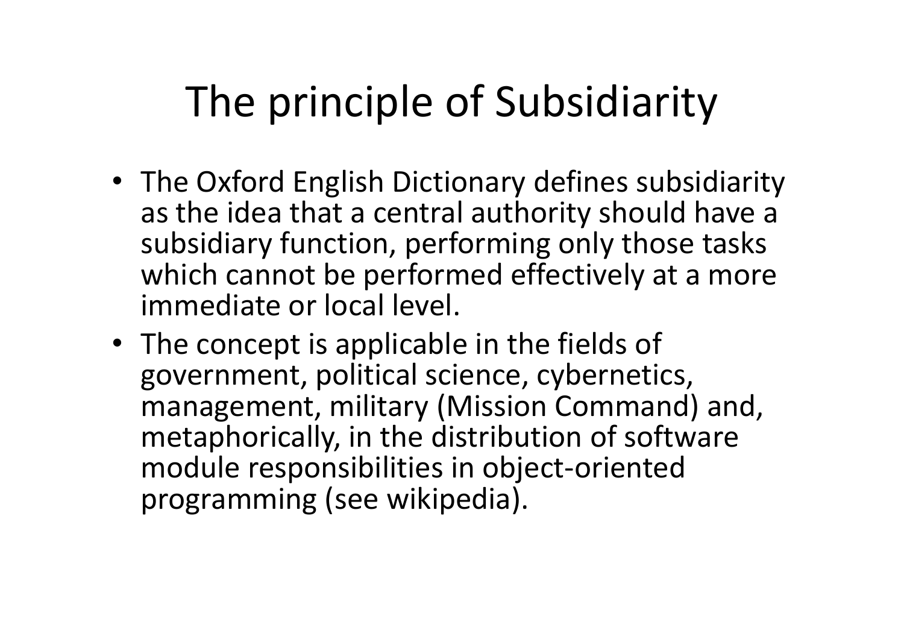# The principle of Subsidiarity

- The Oxford English Dictionary defines subsidiarity as the idea that a central authority should have a subsidiary function, performing only those tasks which cannot be performed effectively at a more immediate or local level.
- The concept is applicable in the fields of government, political science, cybernetics, management, military (Mission Command) and, metaphorically, in the distribution of software module responsibilities in object-oriented programming (see wikipedia).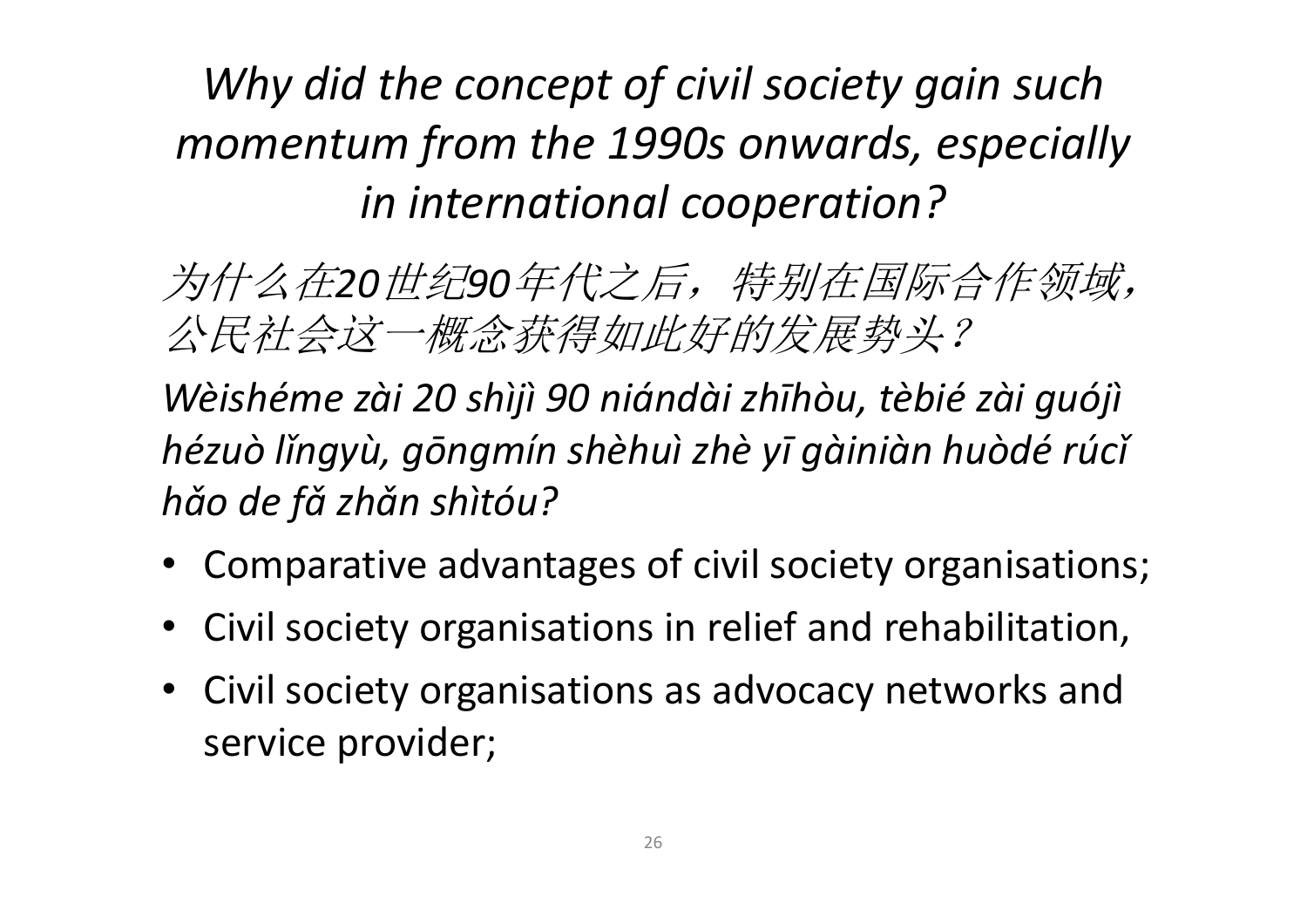# *Why did the concept of civil society gain such momentum from the 1990s onwards, especially in international cooperation?*

*为什么在20世纪90年代之后，特别在国际合作领域，公民社会这一概念获得如此好的发展势头？*

*Wèishéme zài 20 shìjì 90 niándài zhīhòu, tèbié zài guójì hézuò lǐngyù, gōngmín shèhuì zhè yī gàiniàn huòdé rúcǐ hǎo de fǎ zhǎn shìtóu?*

- Comparative advantages of civil society organisations;
- Civil society organisations in relief and rehabilitation,
- Civil society organisations as advocacy networks and service provider;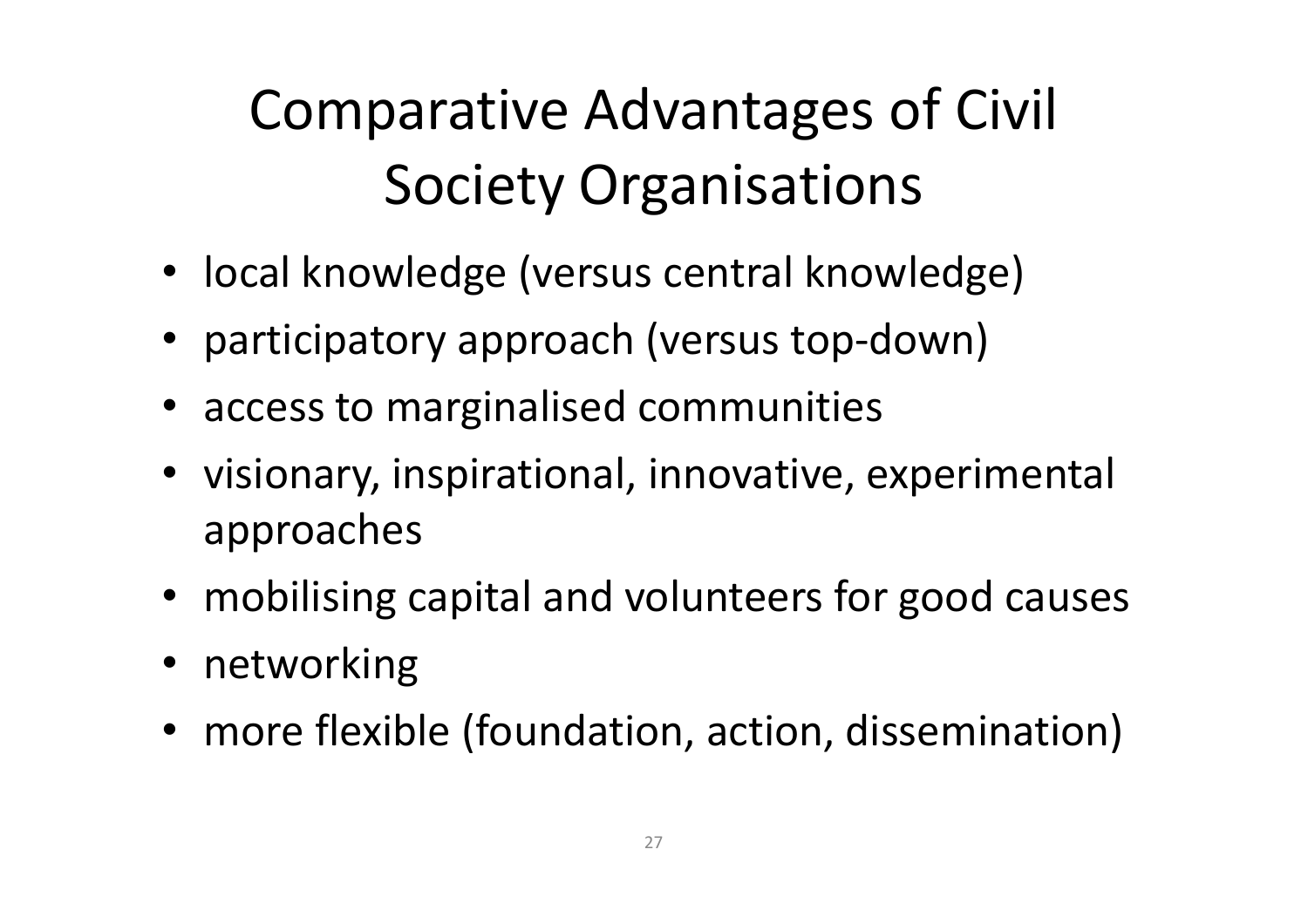# Comparative Advantages of Civil Society Organisations

- local knowledge (versus central knowledge)
- participatory approach (versus top-down)
- access to marginalised communities
- visionary, inspirational, innovative, experimental approaches
- mobilising capital and volunteers for good causes
- networking
- more flexible (foundation, action, dissemination)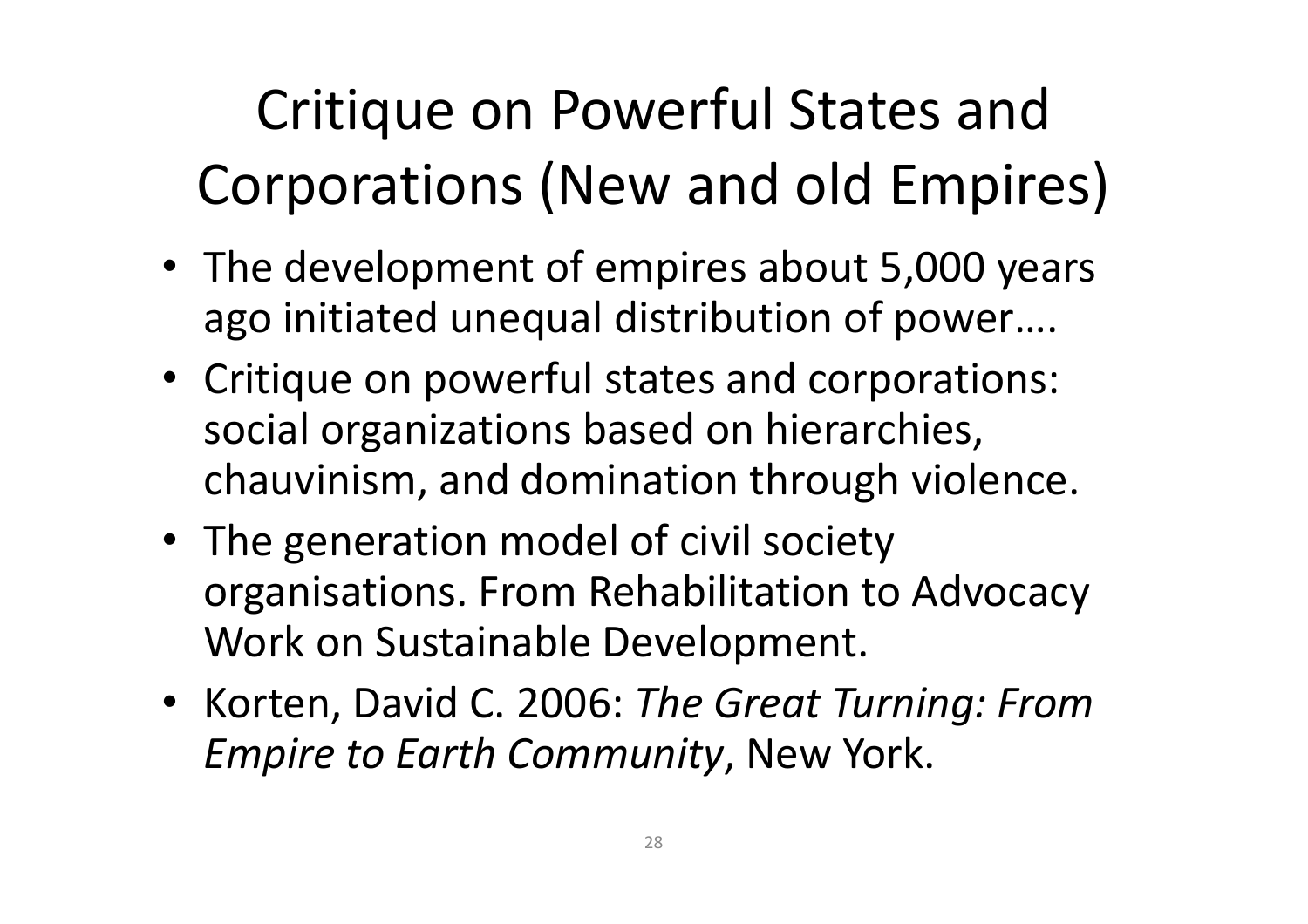# Critique on Powerful States and Corporations (New and old Empires)

- The development of empires about 5,000 years ago initiated unequal distribution of power….
- Critique on powerful states and corporations: social organizations based on hierarchies, chauvinism, and domination through violence.
- The generation model of civil society organisations. From Rehabilitation to Advocacy Work on Sustainable Development.
- Korten, David C. 2006: *The Great Turning: From Empire to Earth Community*, New York.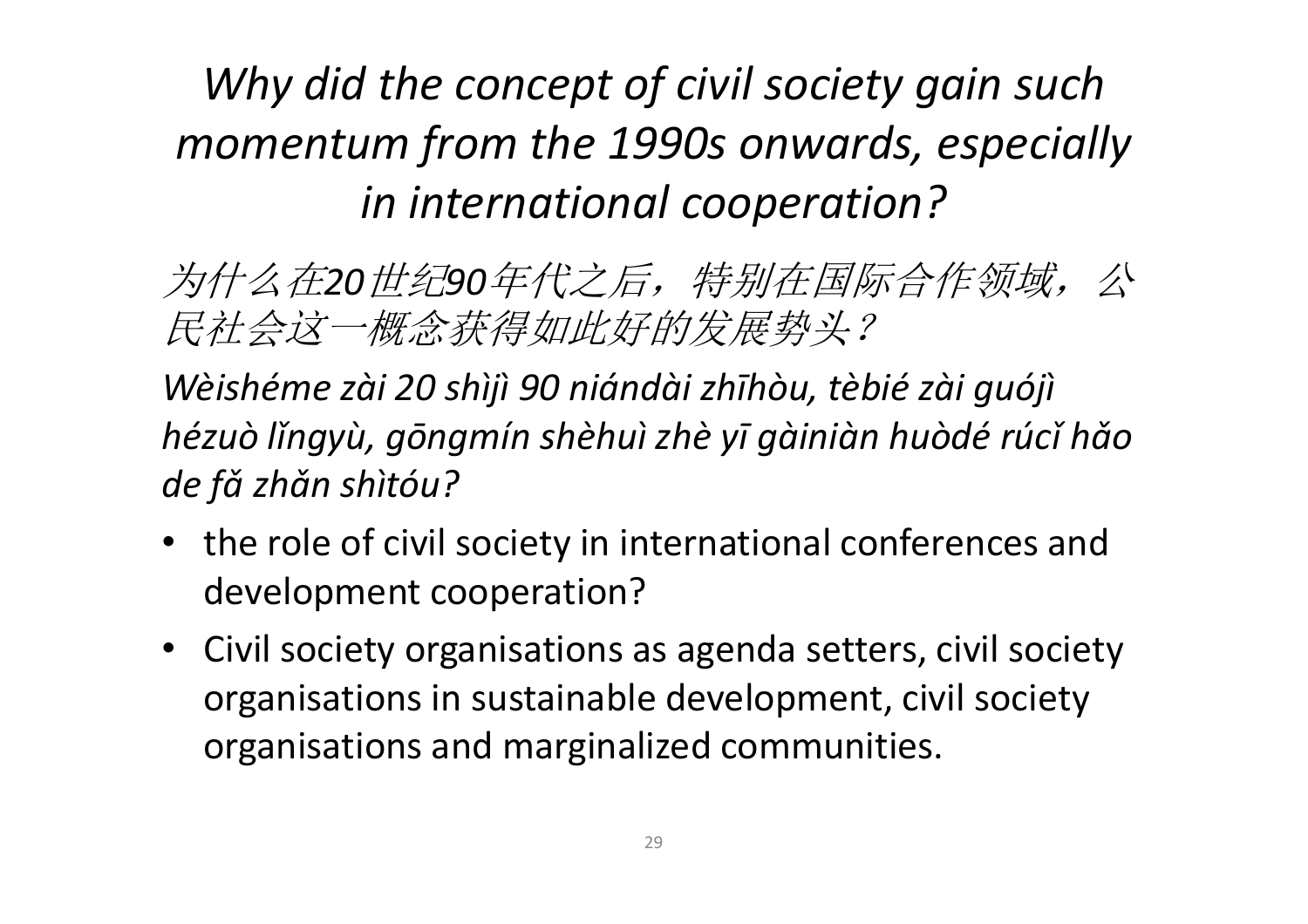# *Why did the concept of civil society gain such momentum from the 1990s onwards, especially in international cooperation?*

*为什么在20世纪90年代之后，特别在国际合作领域，公民社会这一概念获得如此好的发展势头？*

*Wèishéme zài 20 shìjì 90 niándài zhīhòu, tèbié zài guójì hézuò lǐngyù, gōngmín shèhuì zhè yī gàiniàn huòdé rúcǐ hǎo de fǎ zhǎn shìtóu?*

- the role of civil society in international conferences and development cooperation?
- Civil society organisations as agenda setters, civil society organisations in sustainable development, civil society organisations and marginalized communities.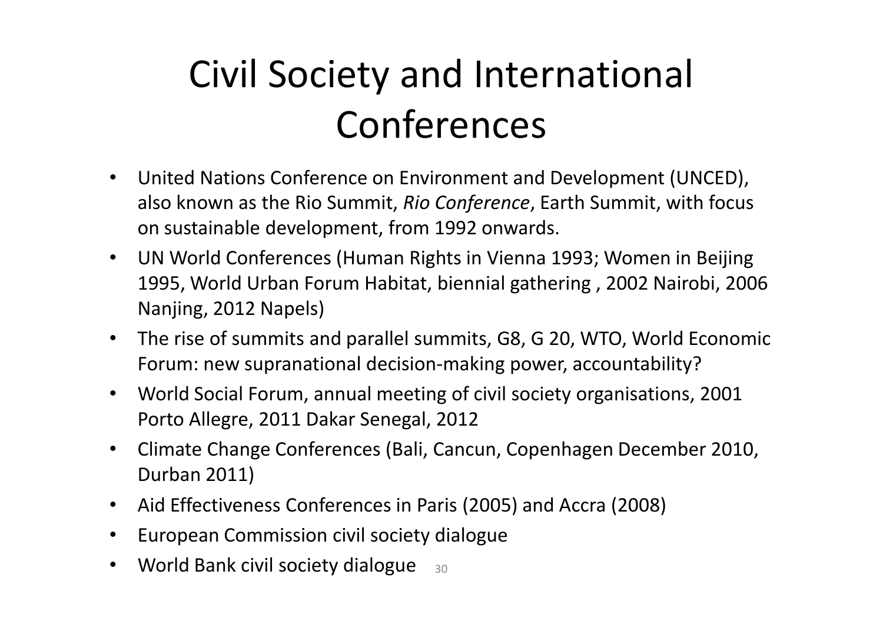# Civil Society and International Conferences

- United Nations Conference on Environment and Development (UNCED), also known as the Rio Summit, *Rio Conference*, Earth Summit, with focus on sustainable development, from 1992 onwards.
- UN World Conferences (Human Rights in Vienna 1993; Women in Beijing 1995, World Urban Forum Habitat, biennial gathering , 2002 Nairobi, 2006 Nanjing, 2012 Napels)
- The rise of summits and parallel summits, G8, G 20, WTO, World Economic Forum: new supranational decision-making power, accountability?
- World Social Forum, annual meeting of civil society organisations, 2001 Porto Allegre, 2011 Dakar Senegal, 2012
- Climate Change Conferences (Bali, Cancun, Copenhagen December 2010, Durban 2011)
- Aid Effectiveness Conferences in Paris (2005) and Accra (2008)
- European Commission civil society dialogue
- World Bank civil society dialogue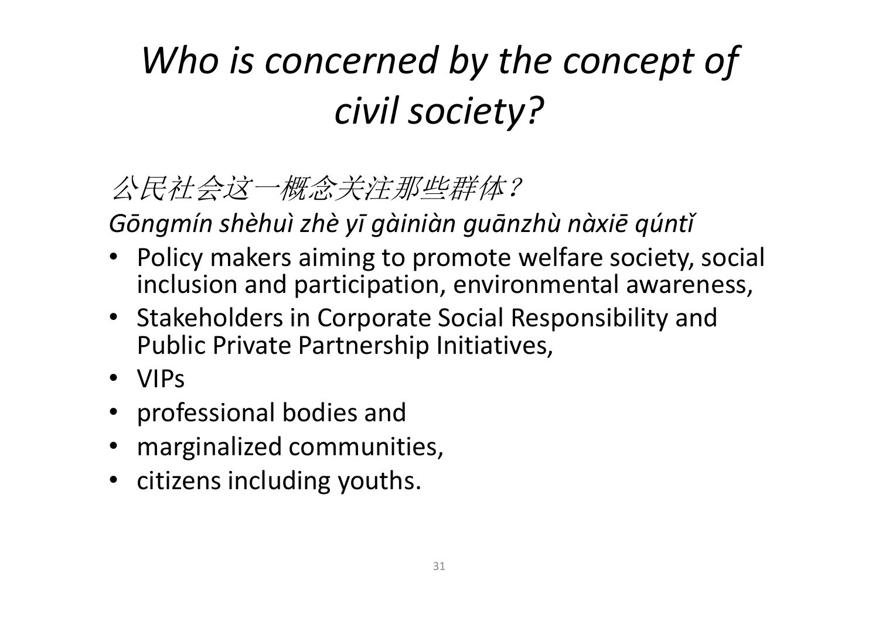# *Who is concerned by the concept of civil society?*

*公民社会这一概念关注那些群体？*

*Gōngmín shèhuì zhè yī gàiniàn guānzhù nàxiē qúntǐ*

- Policy makers aiming to promote welfare society, social inclusion and participation, environmental awareness,
- Stakeholders in Corporate Social Responsibility and Public Private Partnership Initiatives,
- VIPs
- professional bodies and
- marginalized communities,
- citizens including youths.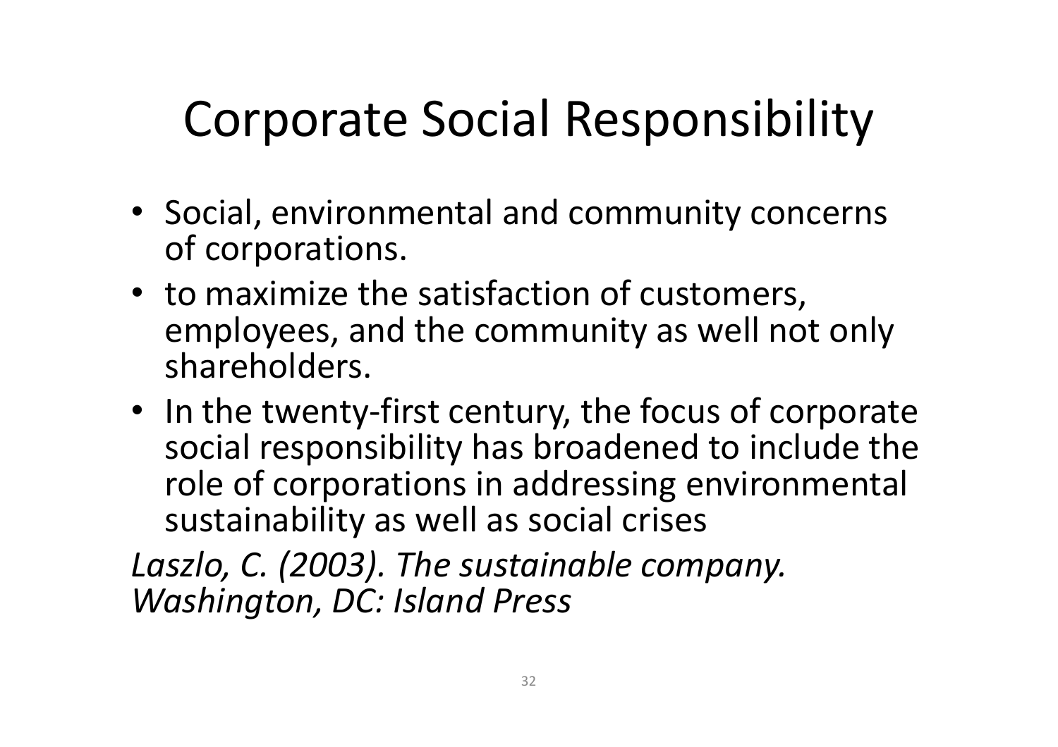# Corporate Social Responsibility

- Social, environmental and community concerns of corporations.
- to maximize the satisfaction of customers, employees, and the community as well not only shareholders.
- In the twenty-first century, the focus of corporate social responsibility has broadened to include the role of corporations in addressing environmental sustainability as well as social crises

*Laszlo, C. (2003). The sustainable company. Washington, DC: Island Press*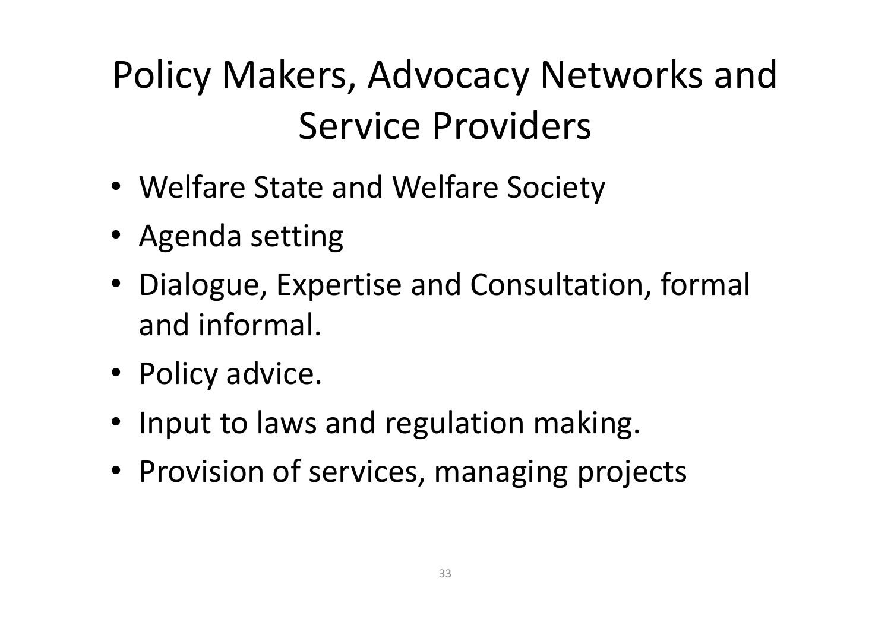# Policy Makers, Advocacy Networks and Service Providers

- Welfare State and Welfare Society
- Agenda setting
- Dialogue, Expertise and Consultation, formal and informal.
- Policy advice.
- Input to laws and regulation making.
- Provision of services, managing projects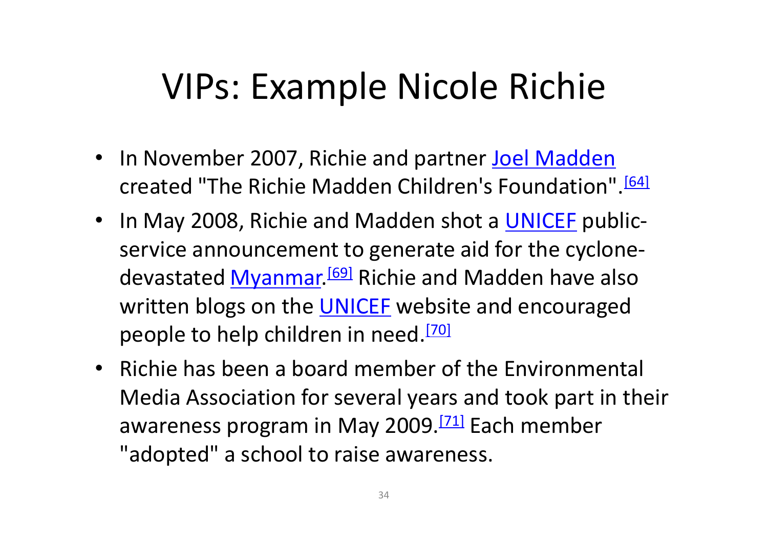# VIPs: Example Nicole Richie

- In November 2007, Richie and partner Joel Madden created "The Richie Madden Children's Foundation".[64]
- In May 2008, Richie and Madden shot a UNICEF public-service announcement to generate aid for the cyclone-devastated Myanmar.[69] Richie and Madden have also written blogs on the UNICEF website and encouraged people to help children in need.[70]
- Richie has been a board member of the Environmental Media Association for several years and took part in their awareness program in May 2009.[71] Each member "adopted" a school to raise awareness.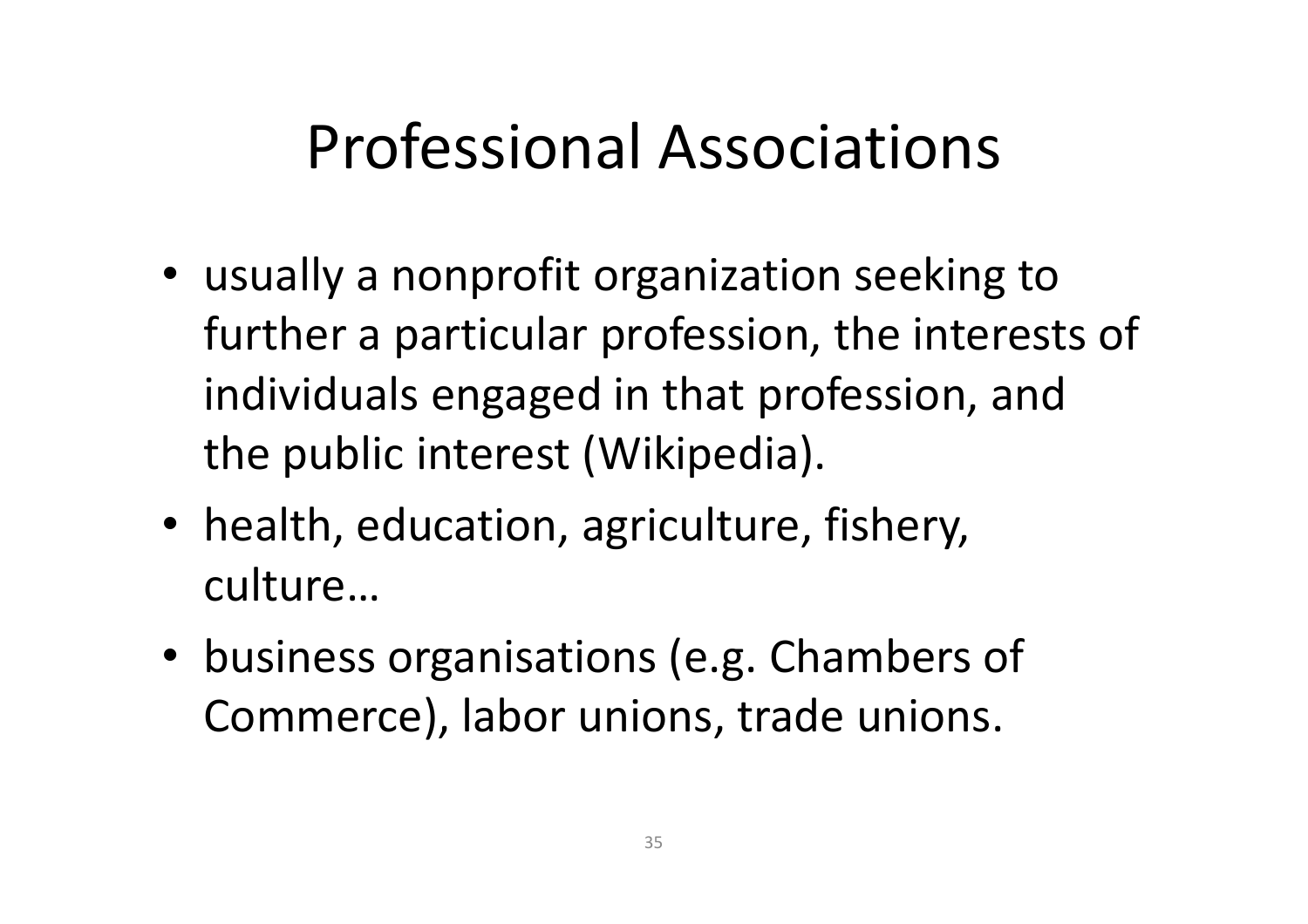# Professional Associations

- usually a nonprofit organization seeking to further a particular profession, the interests of individuals engaged in that profession, and the public interest (Wikipedia).
- health, education, agriculture, fishery, culture…
- business organisations (e.g. Chambers of Commerce), labor unions, trade unions.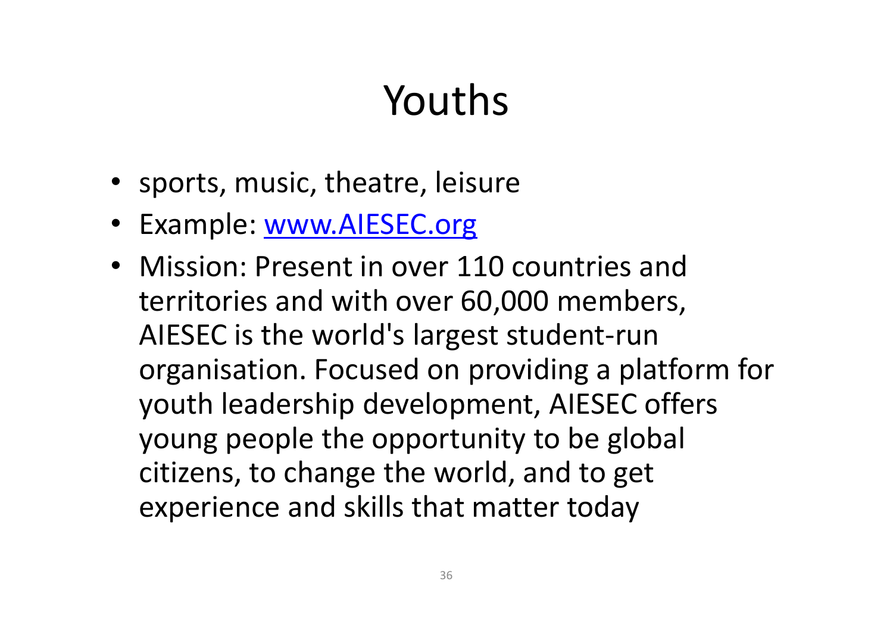# Youths

- sports, music, theatre, leisure
- Example: [www.AIESEC.org](http://www.AIESEC.org)
- Mission: Present in over 110 countries and territories and with over 60,000 members, AIESEC is the world's largest student-run organisation. Focused on providing a platform for youth leadership development, AIESEC offers young people the opportunity to be global citizens, to change the world, and to get experience and skills that matter today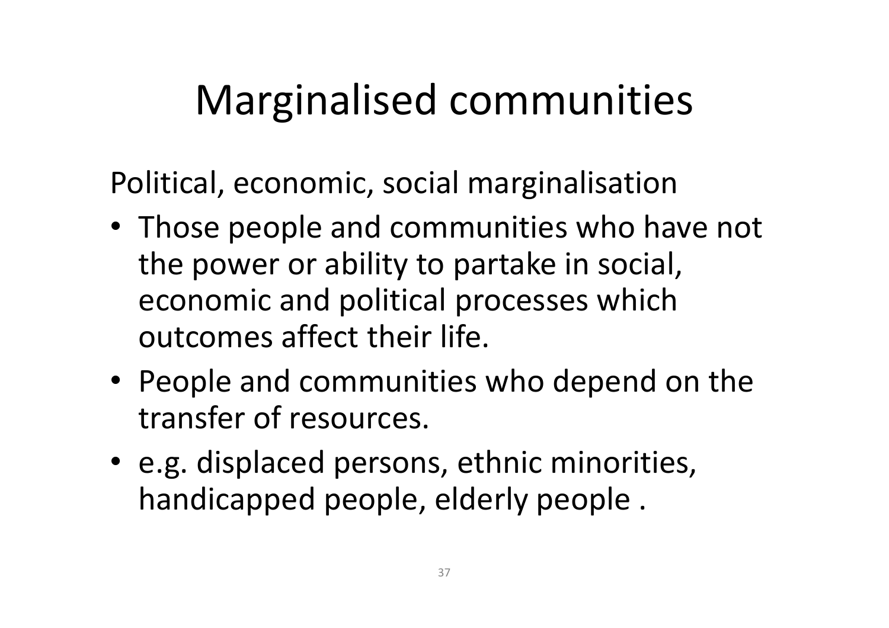# Marginalised communities

Political, economic, social marginalisation

- Those people and communities who have not the power or ability to partake in social, economic and political processes which outcomes affect their life.
- People and communities who depend on the transfer of resources.
- e.g. displaced persons, ethnic minorities, handicapped people, elderly people .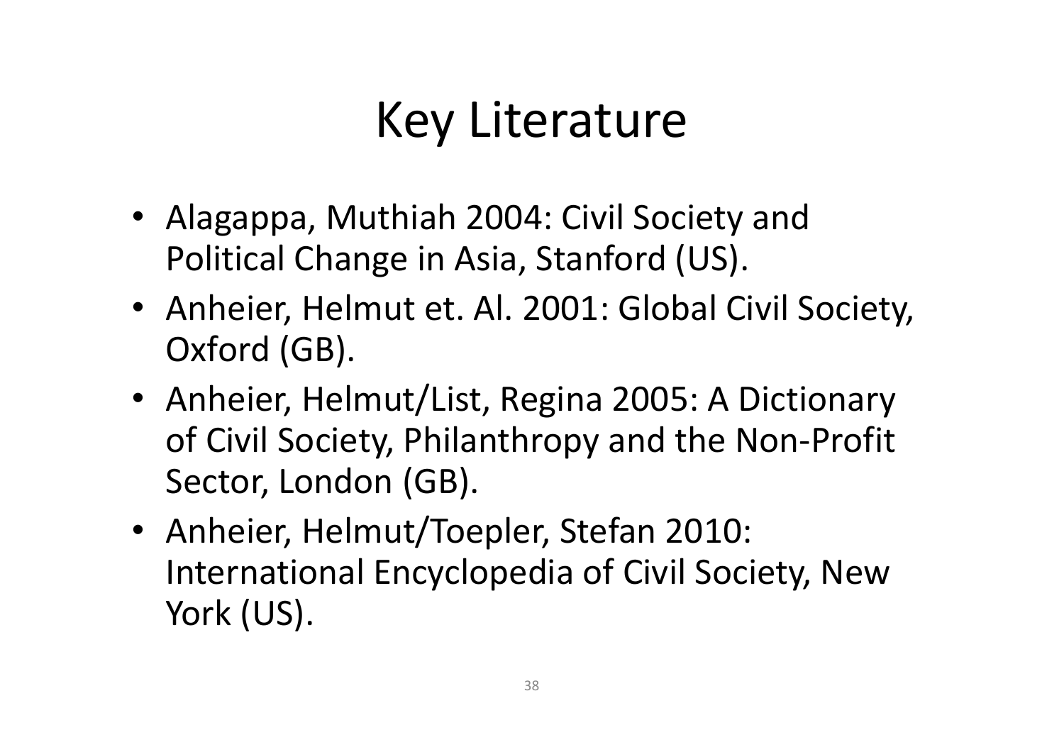# Key Literature

- Alagappa, Muthiah 2004: Civil Society and Political Change in Asia, Stanford (US).
- Anheier, Helmut et. Al. 2001: Global Civil Society, Oxford (GB).
- Anheier, Helmut/List, Regina 2005: A Dictionary of Civil Society, Philanthropy and the Non-Profit Sector, London (GB).
- Anheier, Helmut/Toepler, Stefan 2010: International Encyclopedia of Civil Society, New York (US).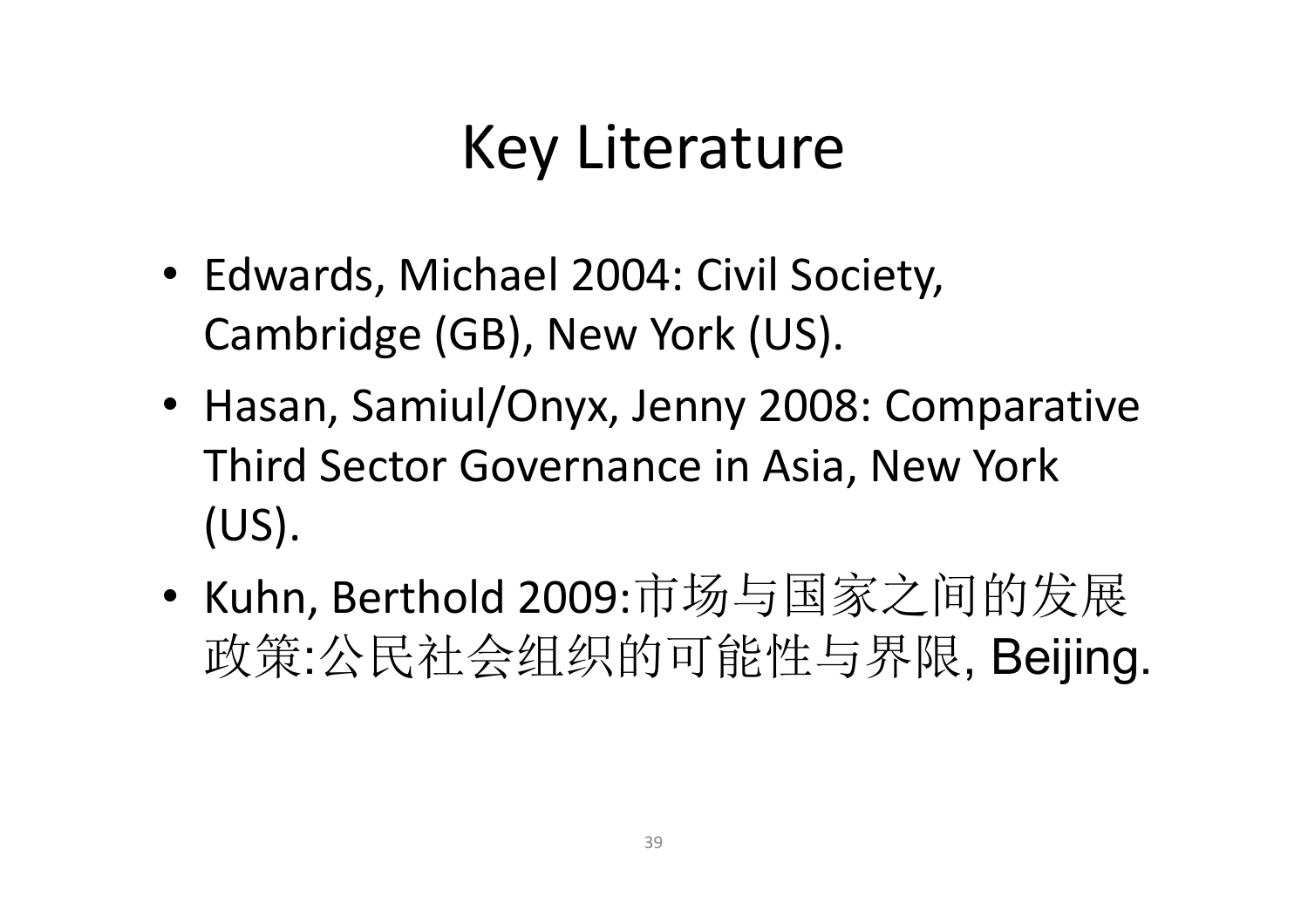# Key Literature

- Edwards, Michael 2004: Civil Society, Cambridge (GB), New York (US).
- Hasan, Samiul/Onyx, Jenny 2008: Comparative Third Sector Governance in Asia, New York (US).
- Kuhn, Berthold 2009:市场与国家之间的发展政策:公民社会组织的可能性与界限, Beijing.